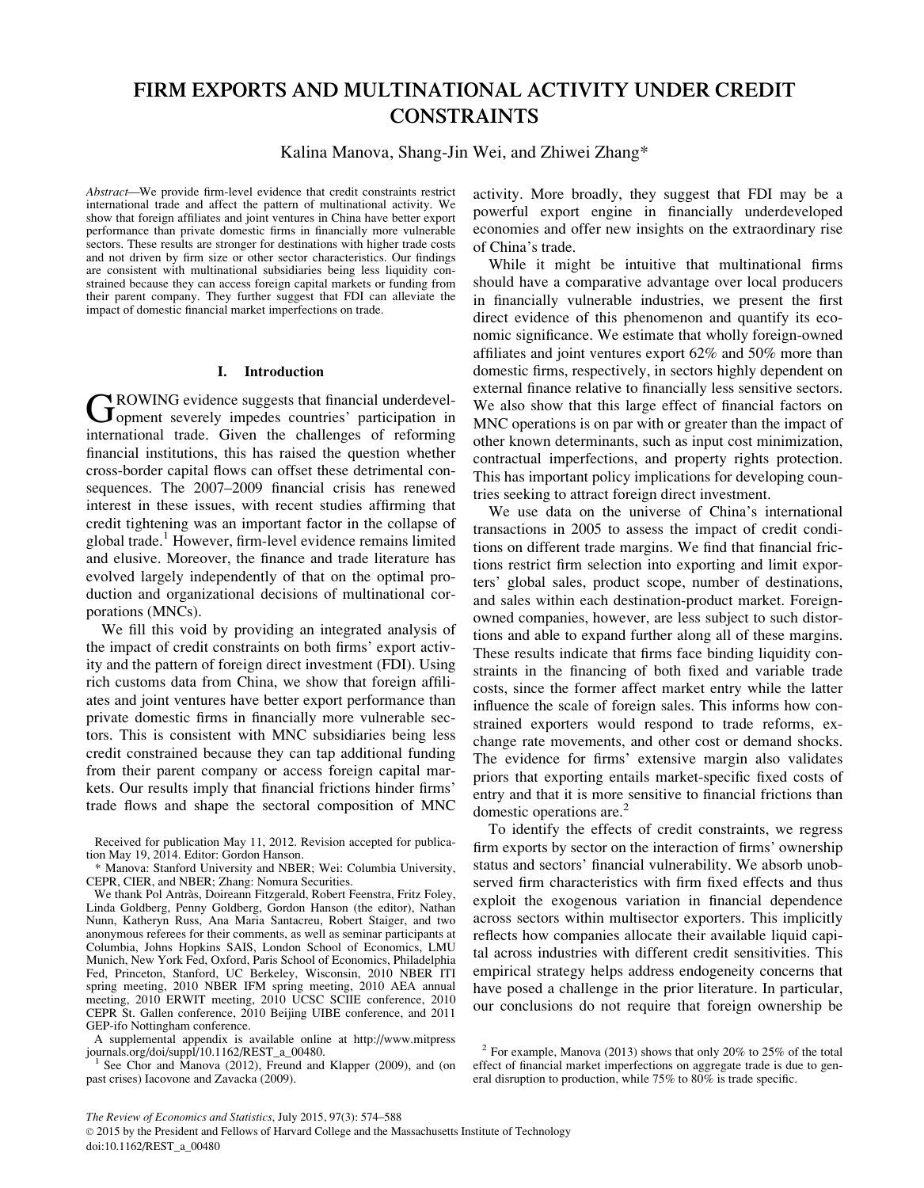# FIRM EXPORTS AND MULTINATIONAL ACTIVITY UNDER CREDIT CONSTRAINTS

Kalina Manova, Shang-Jin Wei, and Zhiwei Zhang*

*Abstract*—We provide firm-level evidence that credit constraints restrict international trade and affect the pattern of multinational activity. We show that foreign affiliates and joint ventures in China have better export performance than private domestic firms in financially more vulnerable sectors. These results are stronger for destinations with higher trade costs and not driven by firm size or other sector characteristics. Our findings are consistent with multinational subsidiaries being less liquidity constrained because they can access foreign capital markets or funding from their parent company. They further suggest that FDI can alleviate the impact of domestic financial market imperfections on trade.

## I. Introduction

GROWING evidence suggests that financial underdevelopment severely impedes countries' participation in international trade. Given the challenges of reforming financial institutions, this has raised the question whether cross-border capital flows can offset these detrimental consequences. The 2007–2009 financial crisis has renewed interest in these issues, with recent studies affirming that credit tightening was an important factor in the collapse of global trade.[1] However, firm-level evidence remains limited and elusive. Moreover, the finance and trade literature has evolved largely independently of that on the optimal production and organizational decisions of multinational corporations (MNCs).

We fill this void by providing an integrated analysis of the impact of credit constraints on both firms' export activity and the pattern of foreign direct investment (FDI). Using rich customs data from China, we show that foreign affiliates and joint ventures have better export performance than private domestic firms in financially more vulnerable sectors. This is consistent with MNC subsidiaries being less credit constrained because they can tap additional funding from their parent company or access foreign capital markets. Our results imply that financial frictions hinder firms' trade flows and shape the sectoral composition of MNC activity. More broadly, they suggest that FDI may be a powerful export engine in financially underdeveloped economies and offer new insights on the extraordinary rise of China's trade.

While it might be intuitive that multinational firms should have a comparative advantage over local producers in financially vulnerable industries, we present the first direct evidence of this phenomenon and quantify its economic significance. We estimate that wholly foreign-owned affiliates and joint ventures export 62% and 50% more than domestic firms, respectively, in sectors highly dependent on external finance relative to financially less sensitive sectors. We also show that this large effect of financial factors on MNC operations is on par with or greater than the impact of other known determinants, such as input cost minimization, contractual imperfections, and property rights protection. This has important policy implications for developing countries seeking to attract foreign direct investment.

We use data on the universe of China's international transactions in 2005 to assess the impact of credit conditions on different trade margins. We find that financial frictions restrict firm selection into exporting and limit exporters' global sales, product scope, number of destinations, and sales within each destination-product market. Foreign-owned companies, however, are less subject to such distortions and able to expand further along all of these margins. These results indicate that firms face binding liquidity constraints in the financing of both fixed and variable trade costs, since the former affect market entry while the latter influence the scale of foreign sales. This informs how constrained exporters would respond to trade reforms, exchange rate movements, and other cost or demand shocks. The evidence for firms' extensive margin also validates priors that exporting entails market-specific fixed costs of entry and that it is more sensitive to financial frictions than domestic operations are.[2]

To identify the effects of credit constraints, we regress firm exports by sector on the interaction of firms' ownership status and sectors' financial vulnerability. We absorb unobserved firm characteristics with firm fixed effects and thus exploit the exogenous variation in financial dependence across sectors within multisector exporters. This implicitly reflects how companies allocate their available liquid capital across industries with different credit sensitivities. This empirical strategy helps address endogeneity concerns that have posed a challenge in the prior literature. In particular, our conclusions do not require that foreign ownership be

---

Received for publication May 11, 2012. Revision accepted for publication May 19, 2014. Editor: Gordon Hanson.

* Manova: Stanford University and NBER; Wei: Columbia University, CEPR, CIER, and NBER; Zhang: Nomura Securities.

We thank Pol Antràs, Doireann Fitzgerald, Robert Feenstra, Fritz Foley, Linda Goldberg, Penny Goldberg, Gordon Hanson (the editor), Nathan Nunn, Katheryn Russ, Ana Maria Santacreu, Robert Staiger, and two anonymous referees for their comments, as well as seminar participants at Columbia, Johns Hopkins SAIS, London School of Economics, LMU Munich, New York Fed, Oxford, Paris School of Economics, Philadelphia Fed, Princeton, Stanford, UC Berkeley, Wisconsin, 2010 NBER ITI spring meeting, 2010 NBER IFM spring meeting, 2010 AEA annual meeting, 2010 ERWIT meeting, 2010 UCSC SCIIE conference, 2010 CEPR St. Gallen conference, 2010 Beijing UIBE conference, and 2011 GEP-ifo Nottingham conference.

A supplemental appendix is available online at http://www.mitpressjournals.org/doi/suppl/10.1162/REST_a_00480.

[1] See Chor and Manova (2012), Freund and Klapper (2009), and (on past crises) Iacovone and Zavacka (2009).

[2] For example, Manova (2013) shows that only 20% to 25% of the total effect of financial market imperfections on aggregate trade is due to general disruption to production, while 75% to 80% is trade specific.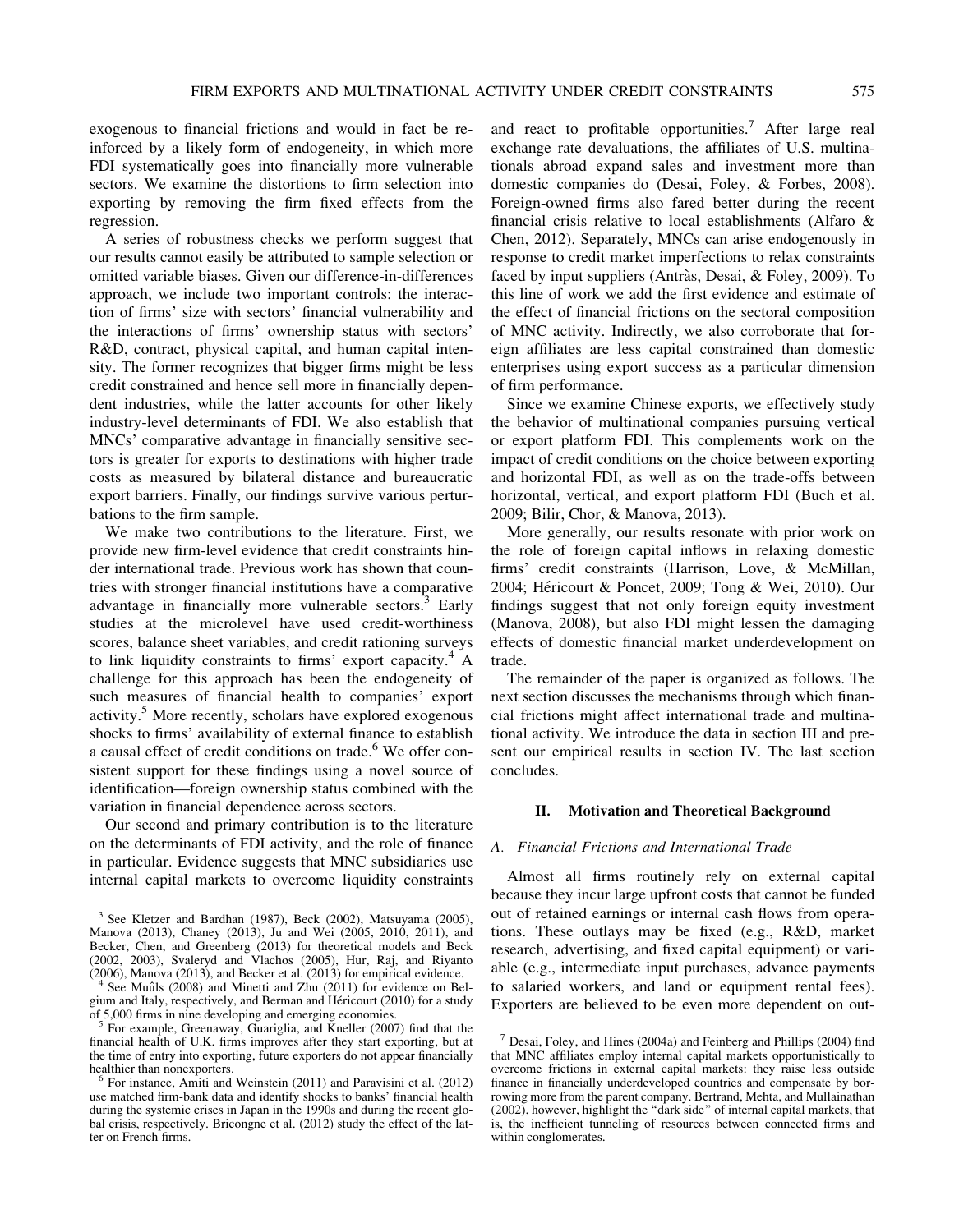exogenous to financial frictions and would in fact be reinforced by a likely form of endogeneity, in which more FDI systematically goes into financially more vulnerable sectors. We examine the distortions to firm selection into exporting by removing the firm fixed effects from the regression.

A series of robustness checks we perform suggest that our results cannot easily be attributed to sample selection or omitted variable biases. Given our difference-in-differences approach, we include two important controls: the interaction of firms' size with sectors' financial vulnerability and the interactions of firms' ownership status with sectors' R&D, contract, physical capital, and human capital intensity. The former recognizes that bigger firms might be less credit constrained and hence sell more in financially dependent industries, while the latter accounts for other likely industry-level determinants of FDI. We also establish that MNCs' comparative advantage in financially sensitive sectors is greater for exports to destinations with higher trade costs as measured by bilateral distance and bureaucratic export barriers. Finally, our findings survive various perturbations to the firm sample.

We make two contributions to the literature. First, we provide new firm-level evidence that credit constraints hinder international trade. Previous work has shown that countries with stronger financial institutions have a comparative advantage in financially more vulnerable sectors.[3] Early studies at the microlevel have used credit-worthiness scores, balance sheet variables, and credit rationing surveys to link liquidity constraints to firms' export capacity.[4] A challenge for this approach has been the endogeneity of such measures of financial health to companies' export activity.[5] More recently, scholars have explored exogenous shocks to firms' availability of external finance to establish a causal effect of credit conditions on trade.[6] We offer consistent support for these findings using a novel source of identification—foreign ownership status combined with the variation in financial dependence across sectors.

Our second and primary contribution is to the literature on the determinants of FDI activity, and the role of finance in particular. Evidence suggests that MNC subsidiaries use internal capital markets to overcome liquidity constraints and react to profitable opportunities.[7] After large real exchange rate devaluations, the affiliates of U.S. multinationals abroad expand sales and investment more than domestic companies do (Desai, Foley, & Forbes, 2008). Foreign-owned firms also fared better during the recent financial crisis relative to local establishments (Alfaro & Chen, 2012). Separately, MNCs can arise endogenously in response to credit market imperfections to relax constraints faced by input suppliers (Antràs, Desai, & Foley, 2009). To this line of work we add the first evidence and estimate of the effect of financial frictions on the sectoral composition of MNC activity. Indirectly, we also corroborate that foreign affiliates are less capital constrained than domestic enterprises using export success as a particular dimension of firm performance.

Since we examine Chinese exports, we effectively study the behavior of multinational companies pursuing vertical or export platform FDI. This complements work on the impact of credit conditions on the choice between exporting and horizontal FDI, as well as on the trade-offs between horizontal, vertical, and export platform FDI (Buch et al. 2009; Bilir, Chor, & Manova, 2013).

More generally, our results resonate with prior work on the role of foreign capital inflows in relaxing domestic firms' credit constraints (Harrison, Love, & McMillan, 2004; Héricourt & Poncet, 2009; Tong & Wei, 2010). Our findings suggest that not only foreign equity investment (Manova, 2008), but also FDI might lessen the damaging effects of domestic financial market underdevelopment on trade.

The remainder of the paper is organized as follows. The next section discusses the mechanisms through which financial frictions might affect international trade and multinational activity. We introduce the data in section III and present our empirical results in section IV. The last section concludes.

## II. Motivation and Theoretical Background

### A. Financial Frictions and International Trade

Almost all firms routinely rely on external capital because they incur large upfront costs that cannot be funded out of retained earnings or internal cash flows from operations. These outlays may be fixed (e.g., R&D, market research, advertising, and fixed capital equipment) or variable (e.g., intermediate input purchases, advance payments to salaried workers, and land or equipment rental fees). Exporters are believed to be even more dependent on out-

---

[3] See Kletzer and Bardhan (1987), Beck (2002), Matsuyama (2005), Manova (2013), Chaney (2013), Ju and Wei (2005, 2010, 2011), and Becker, Chen, and Greenberg (2013) for theoretical models and Beck (2002, 2003), Svaleryd and Vlachos (2005), Hur, Raj, and Riyanto (2006), Manova (2013), and Becker et al. (2013) for empirical evidence.

[4] See Muûls (2008) and Minetti and Zhu (2011) for evidence on Belgium and Italy, respectively, and Berman and Héricourt (2010) for a study of 5,000 firms in nine developing and emerging economies.

[5] For example, Greenaway, Guariglia, and Kneller (2007) find that the financial health of U.K. firms improves after they start exporting, but at the time of entry into exporting, future exporters do not appear financially healthier than nonexporters.

[6] For instance, Amiti and Weinstein (2011) and Paravisini et al. (2012) use matched firm-bank data and identify shocks to banks' financial health during the systemic crises in Japan in the 1990s and during the recent global crisis, respectively. Bricongne et al. (2012) study the effect of the latter on French firms.

[7] Desai, Foley, and Hines (2004a) and Feinberg and Phillips (2004) find that MNC affiliates employ internal capital markets opportunistically to overcome frictions in external capital markets: they raise less outside finance in financially underdeveloped countries and compensate by borrowing more from the parent company. Bertrand, Mehta, and Mullainathan (2002), however, highlight the "dark side" of internal capital markets, that is, the inefficient tunneling of resources between connected firms and within conglomerates.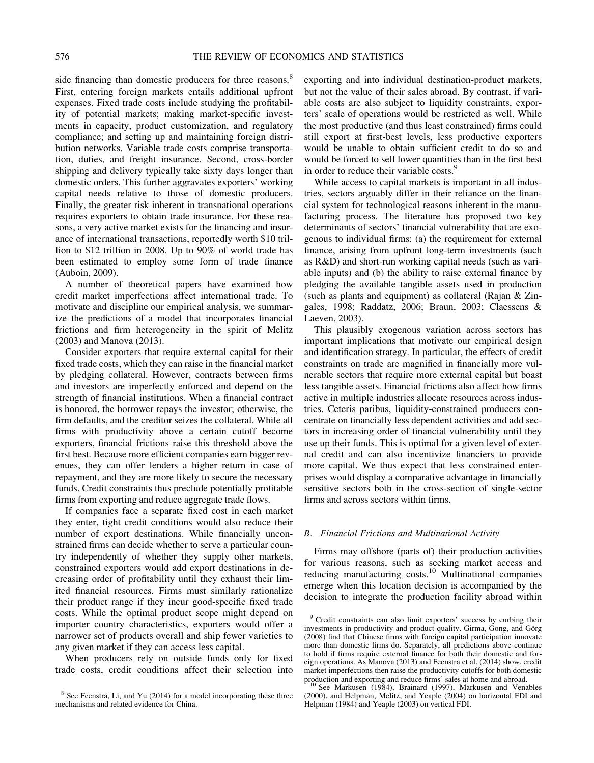side financing than domestic producers for three reasons.[8] First, entering foreign markets entails additional upfront expenses. Fixed trade costs include studying the profitability of potential markets; making market-specific investments in capacity, product customization, and regulatory compliance; and setting up and maintaining foreign distribution networks. Variable trade costs comprise transportation, duties, and freight insurance. Second, cross-border shipping and delivery typically take sixty days longer than domestic orders. This further aggravates exporters' working capital needs relative to those of domestic producers. Finally, the greater risk inherent in transnational operations requires exporters to obtain trade insurance. For these reasons, a very active market exists for the financing and insurance of international transactions, reportedly worth \$10 trillion to \$12 trillion in 2008. Up to 90% of world trade has been estimated to employ some form of trade finance (Auboin, 2009).

A number of theoretical papers have examined how credit market imperfections affect international trade. To motivate and discipline our empirical analysis, we summarize the predictions of a model that incorporates financial frictions and firm heterogeneity in the spirit of Melitz (2003) and Manova (2013).

Consider exporters that require external capital for their fixed trade costs, which they can raise in the financial market by pledging collateral. However, contracts between firms and investors are imperfectly enforced and depend on the strength of financial institutions. When a financial contract is honored, the borrower repays the investor; otherwise, the firm defaults, and the creditor seizes the collateral. While all firms with productivity above a certain cutoff become exporters, financial frictions raise this threshold above the first best. Because more efficient companies earn bigger revenues, they can offer lenders a higher return in case of repayment, and they are more likely to secure the necessary funds. Credit constraints thus preclude potentially profitable firms from exporting and reduce aggregate trade flows.

If companies face a separate fixed cost in each market they enter, tight credit conditions would also reduce their number of export destinations. While financially unconstrained firms can decide whether to serve a particular country independently of whether they supply other markets, constrained exporters would add export destinations in decreasing order of profitability until they exhaust their limited financial resources. Firms must similarly rationalize their product range if they incur good-specific fixed trade costs. While the optimal product scope might depend on importer country characteristics, exporters would offer a narrower set of products overall and ship fewer varieties to any given market if they can access less capital.

When producers rely on outside funds only for fixed trade costs, credit conditions affect their selection into exporting and into individual destination-product markets, but not the value of their sales abroad. By contrast, if variable costs are also subject to liquidity constraints, exporters' scale of operations would be restricted as well. While the most productive (and thus least constrained) firms could still export at first-best levels, less productive exporters would be unable to obtain sufficient credit to do so and would be forced to sell lower quantities than in the first best in order to reduce their variable costs.[9]

While access to capital markets is important in all industries, sectors arguably differ in their reliance on the financial system for technological reasons inherent in the manufacturing process. The literature has proposed two key determinants of sectors' financial vulnerability that are exogenous to individual firms: (a) the requirement for external finance, arising from upfront long-term investments (such as R&D) and short-run working capital needs (such as variable inputs) and (b) the ability to raise external finance by pledging the available tangible assets used in production (such as plants and equipment) as collateral (Rajan & Zingales, 1998; Raddatz, 2006; Braun, 2003; Claessens & Laeven, 2003).

This plausibly exogenous variation across sectors has important implications that motivate our empirical design and identification strategy. In particular, the effects of credit constraints on trade are magnified in financially more vulnerable sectors that require more external capital but boast less tangible assets. Financial frictions also affect how firms active in multiple industries allocate resources across industries. Ceteris paribus, liquidity-constrained producers concentrate on financially less dependent activities and add sectors in increasing order of financial vulnerability until they use up their funds. This is optimal for a given level of external credit and can also incentivize financiers to provide more capital. We thus expect that less constrained enterprises would display a comparative advantage in financially sensitive sectors both in the cross-section of single-sector firms and across sectors within firms.

### B. *Financial Frictions and Multinational Activity*

Firms may offshore (parts of) their production activities for various reasons, such as seeking market access and reducing manufacturing costs.[10] Multinational companies emerge when this location decision is accompanied by the decision to integrate the production facility abroad within

---

[8] See Feenstra, Li, and Yu (2014) for a model incorporating these three mechanisms and related evidence for China.

[9] Credit constraints can also limit exporters' success by curbing their investments in productivity and product quality. Girma, Gong, and Görg (2008) find that Chinese firms with foreign capital participation innovate more than domestic firms do. Separately, all predictions above continue to hold if firms require external finance for both their domestic and foreign operations. As Manova (2013) and Feenstra et al. (2014) show, credit market imperfections then raise the productivity cutoffs for both domestic production and exporting and reduce firms' sales at home and abroad.

[10] See Markusen (1984), Brainard (1997), Markusen and Venables (2000), and Helpman, Melitz, and Yeaple (2004) on horizontal FDI and Helpman (1984) and Yeaple (2003) on vertical FDI.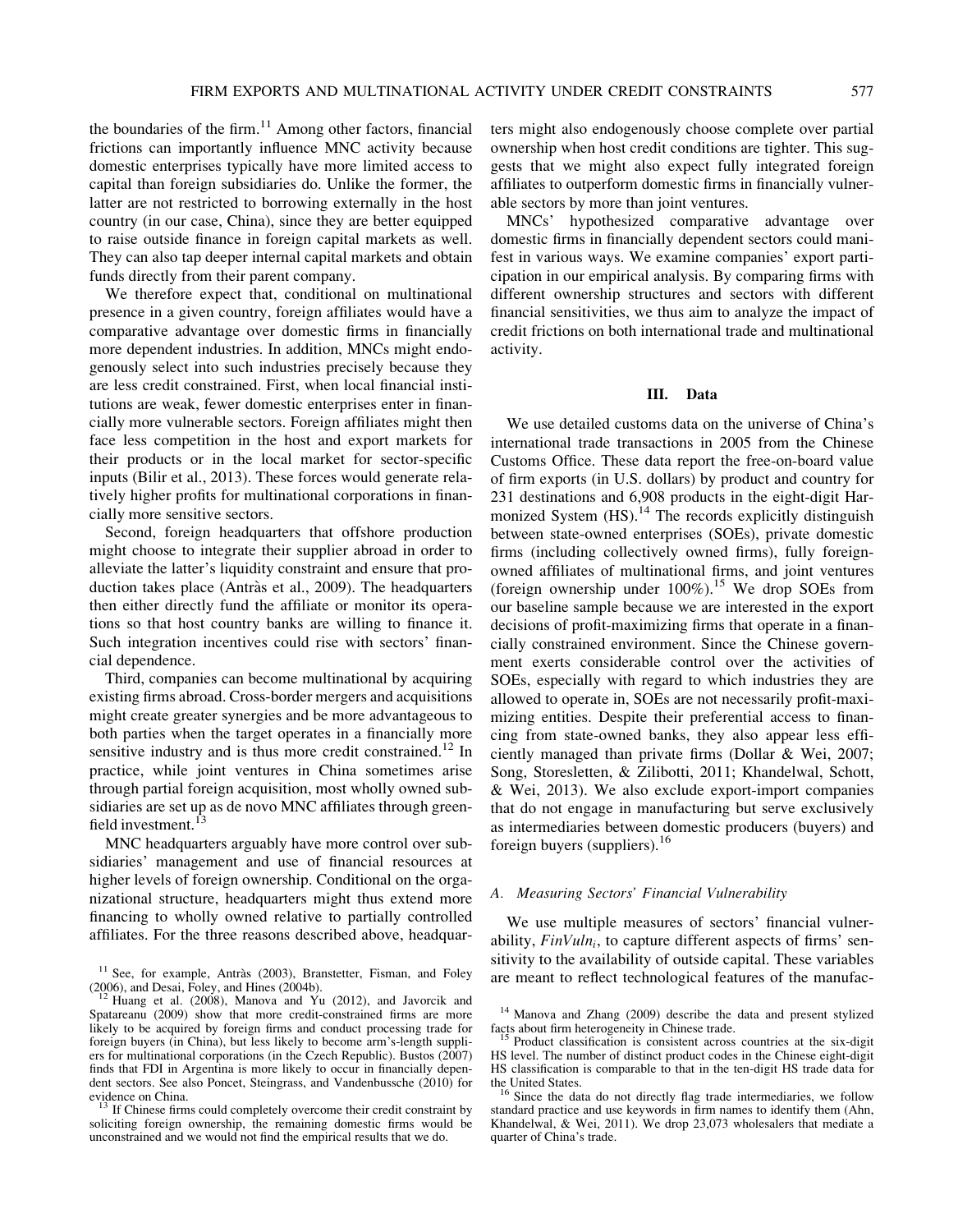the boundaries of the firm.[11] Among other factors, financial frictions can importantly influence MNC activity because domestic enterprises typically have more limited access to capital than foreign subsidiaries do. Unlike the former, the latter are not restricted to borrowing externally in the host country (in our case, China), since they are better equipped to raise outside finance in foreign capital markets as well. They can also tap deeper internal capital markets and obtain funds directly from their parent company.

We therefore expect that, conditional on multinational presence in a given country, foreign affiliates would have a comparative advantage over domestic firms in financially more dependent industries. In addition, MNCs might endogenously select into such industries precisely because they are less credit constrained. First, when local financial institutions are weak, fewer domestic enterprises enter in financially more vulnerable sectors. Foreign affiliates might then face less competition in the host and export markets for their products or in the local market for sector-specific inputs (Bilir et al., 2013). These forces would generate relatively higher profits for multinational corporations in financially more sensitive sectors.

Second, foreign headquarters that offshore production might choose to integrate their supplier abroad in order to alleviate the latter's liquidity constraint and ensure that production takes place (Antràs et al., 2009). The headquarters then either directly fund the affiliate or monitor its operations so that host country banks are willing to finance it. Such integration incentives could rise with sectors' financial dependence.

Third, companies can become multinational by acquiring existing firms abroad. Cross-border mergers and acquisitions might create greater synergies and be more advantageous to both parties when the target operates in a financially more sensitive industry and is thus more credit constrained.[12] In practice, while joint ventures in China sometimes arise through partial foreign acquisition, most wholly owned subsidiaries are set up as de novo MNC affiliates through greenfield investment.[13]

MNC headquarters arguably have more control over subsidiaries' management and use of financial resources at higher levels of foreign ownership. Conditional on the organizational structure, headquarters might thus extend more financing to wholly owned relative to partially controlled affiliates. For the three reasons described above, headquarters might also endogenously choose complete over partial ownership when host credit conditions are tighter. This suggests that we might also expect fully integrated foreign affiliates to outperform domestic firms in financially vulnerable sectors by more than joint ventures.

MNCs' hypothesized comparative advantage over domestic firms in financially dependent sectors could manifest in various ways. We examine companies' export participation in our empirical analysis. By comparing firms with different ownership structures and sectors with different financial sensitivities, we thus aim to analyze the impact of credit frictions on both international trade and multinational activity.

## III. Data

We use detailed customs data on the universe of China's international trade transactions in 2005 from the Chinese Customs Office. These data report the free-on-board value of firm exports (in U.S. dollars) by product and country for 231 destinations and 6,908 products in the eight-digit Harmonized System (HS).[14] The records explicitly distinguish between state-owned enterprises (SOEs), private domestic firms (including collectively owned firms), fully foreign-owned affiliates of multinational firms, and joint ventures (foreign ownership under 100%).[15] We drop SOEs from our baseline sample because we are interested in the export decisions of profit-maximizing firms that operate in a financially constrained environment. Since the Chinese government exerts considerable control over the activities of SOEs, especially with regard to which industries they are allowed to operate in, SOEs are not necessarily profit-maximizing entities. Despite their preferential access to financing from state-owned banks, they also appear less efficiently managed than private firms (Dollar & Wei, 2007; Song, Storesletten, & Zilibotti, 2011; Khandelwal, Schott, & Wei, 2013). We also exclude export-import companies that do not engage in manufacturing but serve exclusively as intermediaries between domestic producers (buyers) and foreign buyers (suppliers).[16]

### A. Measuring Sectors' Financial Vulnerability

We use multiple measures of sectors' financial vulnerability, $FinVuln_i$, to capture different aspects of firms' sensitivity to the availability of outside capital. These variables are meant to reflect technological features of the manufac-

[11] See, for example, Antràs (2003), Branstetter, Fisman, and Foley (2006), and Desai, Foley, and Hines (2004b).

[12] Huang et al. (2008), Manova and Yu (2012), and Javorcik and Spatareanu (2009) show that more credit-constrained firms are more likely to be acquired by foreign firms and conduct processing trade for foreign buyers (in China), but less likely to become arm's-length suppliers for multinational corporations (in the Czech Republic). Bustos (2007) finds that FDI in Argentina is more likely to occur in financially dependent sectors. See also Poncet, Steingrass, and Vandenbussche (2010) for evidence on China.

[13] If Chinese firms could completely overcome their credit constraint by soliciting foreign ownership, the remaining domestic firms would be unconstrained and we would not find the empirical results that we do.

[14] Manova and Zhang (2009) describe the data and present stylized facts about firm heterogeneity in Chinese trade.

[15] Product classification is consistent across countries at the six-digit HS level. The number of distinct product codes in the Chinese eight-digit HS classification is comparable to that in the ten-digit HS trade data for the United States.

[16] Since the data do not directly flag trade intermediaries, we follow standard practice and use keywords in firm names to identify them (Ahn, Khandelwal, & Wei, 2011). We drop 23,073 wholesalers that mediate a quarter of China's trade.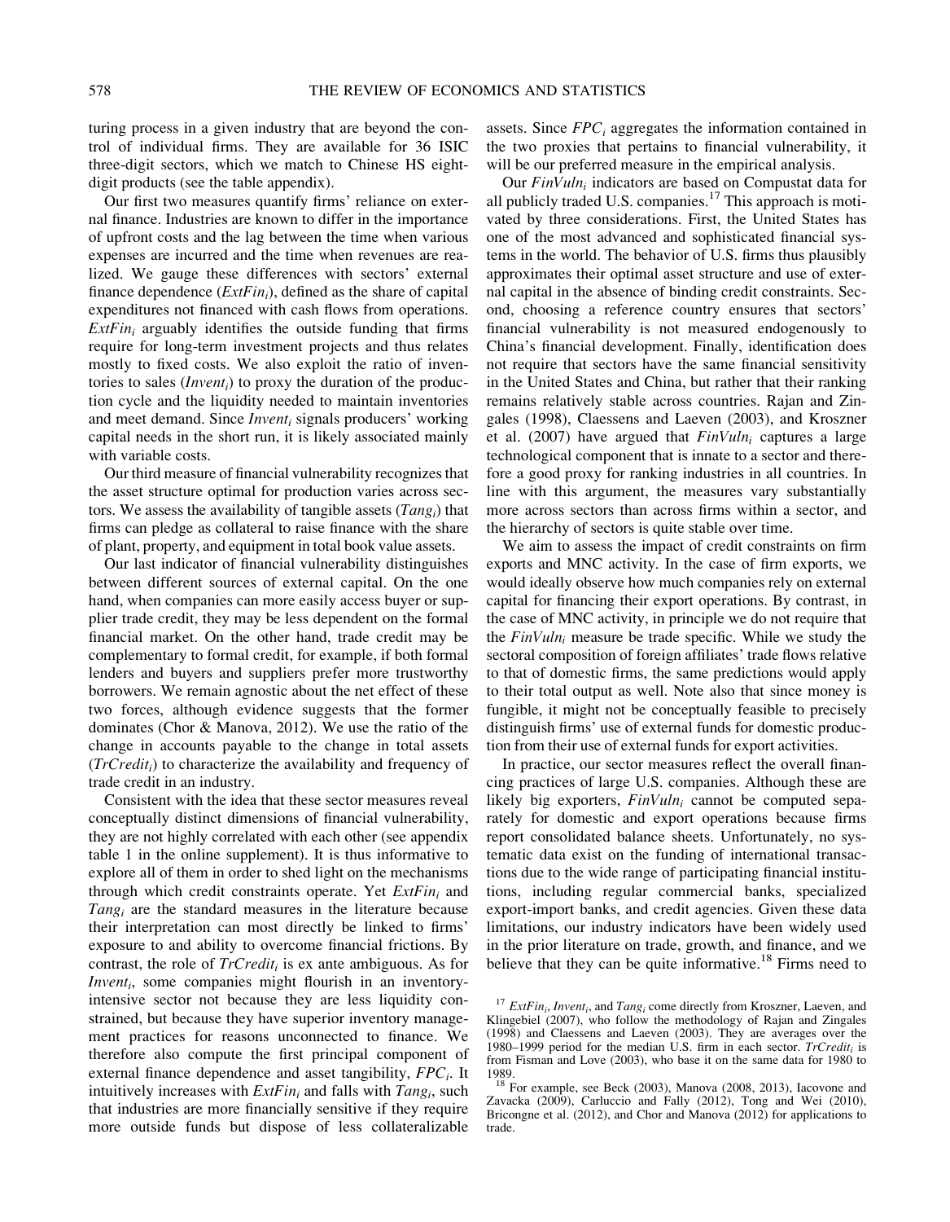turing process in a given industry that are beyond the control of individual firms. They are available for 36 ISIC three-digit sectors, which we match to Chinese HS eight-digit products (see the table appendix).

Our first two measures quantify firms' reliance on external finance. Industries are known to differ in the importance of upfront costs and the lag between the time when various expenses are incurred and the time when revenues are realized. We gauge these differences with sectors' external finance dependence ($ExtFin_i$), defined as the share of capital expenditures not financed with cash flows from operations. $ExtFin_i$ arguably identifies the outside funding that firms require for long-term investment projects and thus relates mostly to fixed costs. We also exploit the ratio of inventories to sales ($Invent_i$) to proxy the duration of the production cycle and the liquidity needed to maintain inventories and meet demand. Since $Invent_i$ signals producers' working capital needs in the short run, it is likely associated mainly with variable costs.

Our third measure of financial vulnerability recognizes that the asset structure optimal for production varies across sectors. We assess the availability of tangible assets ($Tang_i$) that firms can pledge as collateral to raise finance with the share of plant, property, and equipment in total book value assets.

Our last indicator of financial vulnerability distinguishes between different sources of external capital. On the one hand, when companies can more easily access buyer or supplier trade credit, they may be less dependent on the formal financial market. On the other hand, trade credit may be complementary to formal credit, for example, if both formal lenders and buyers and suppliers prefer more trustworthy borrowers. We remain agnostic about the net effect of these two forces, although evidence suggests that the former dominates (Chor & Manova, 2012). We use the ratio of the change in accounts payable to the change in total assets ($TrCredit_i$) to characterize the availability and frequency of trade credit in an industry.

Consistent with the idea that these sector measures reveal conceptually distinct dimensions of financial vulnerability, they are not highly correlated with each other (see appendix table 1 in the online supplement). It is thus informative to explore all of them in order to shed light on the mechanisms through which credit constraints operate. Yet $ExtFin_i$ and $Tang_i$ are the standard measures in the literature because their interpretation can most directly be linked to firms' exposure to and ability to overcome financial frictions. By contrast, the role of $TrCredit_i$ is ex ante ambiguous. As for $Invent_i$, some companies might flourish in an inventory-intensive sector not because they are less liquidity constrained, but because they have superior inventory management practices for reasons unconnected to finance. We therefore also compute the first principal component of external finance dependence and asset tangibility, $FPC_i$. It intuitively increases with $ExtFin_i$ and falls with $Tang_i$, such that industries are more financially sensitive if they require more outside funds but dispose of less collateralizable assets. Since $FPC_i$ aggregates the information contained in the two proxies that pertains to financial vulnerability, it will be our preferred measure in the empirical analysis.

Our $FinVuln_i$ indicators are based on Compustat data for all publicly traded U.S. companies.[17] This approach is motivated by three considerations. First, the United States has one of the most advanced and sophisticated financial systems in the world. The behavior of U.S. firms thus plausibly approximates their optimal asset structure and use of external capital in the absence of binding credit constraints. Second, choosing a reference country ensures that sectors' financial vulnerability is not measured endogenously to China's financial development. Finally, identification does not require that sectors have the same financial sensitivity in the United States and China, but rather that their ranking remains relatively stable across countries. Rajan and Zingales (1998), Claessens and Laeven (2003), and Kroszner et al. (2007) have argued that $FinVuln_i$ captures a large technological component that is innate to a sector and therefore a good proxy for ranking industries in all countries. In line with this argument, the measures vary substantially more across sectors than across firms within a sector, and the hierarchy of sectors is quite stable over time.

We aim to assess the impact of credit constraints on firm exports and MNC activity. In the case of firm exports, we would ideally observe how much companies rely on external capital for financing their export operations. By contrast, in the case of MNC activity, in principle we do not require that the $FinVuln_i$ measure be trade specific. While we study the sectoral composition of foreign affiliates' trade flows relative to that of domestic firms, the same predictions would apply to their total output as well. Note also that since money is fungible, it might not be conceptually feasible to precisely distinguish firms' use of external funds for domestic production from their use of external funds for export activities.

In practice, our sector measures reflect the overall financing practices of large U.S. companies. Although these are likely big exporters, $FinVuln_i$ cannot be computed separately for domestic and export operations because firms report consolidated balance sheets. Unfortunately, no systematic data exist on the funding of international transactions due to the wide range of participating financial institutions, including regular commercial banks, specialized export-import banks, and credit agencies. Given these data limitations, our industry indicators have been widely used in the prior literature on trade, growth, and finance, and we believe that they can be quite informative.[18] Firms need to

[17] $ExtFin_i$, $Invent_i$, and $Tang_i$ come directly from Kroszner, Laeven, and Klingebiel (2007), who follow the methodology of Rajan and Zingales (1998) and Claessens and Laeven (2003). They are averages over the 1980–1999 period for the median U.S. firm in each sector. $TrCredit_i$ is from Fisman and Love (2003), who base it on the same data for 1980 to 1989.

[18] For example, see Beck (2003), Manova (2008, 2013), Iacovone and Zavacka (2009), Carluccio and Fally (2012), Tong and Wei (2010), Bricongne et al. (2012), and Chor and Manova (2012) for applications to trade.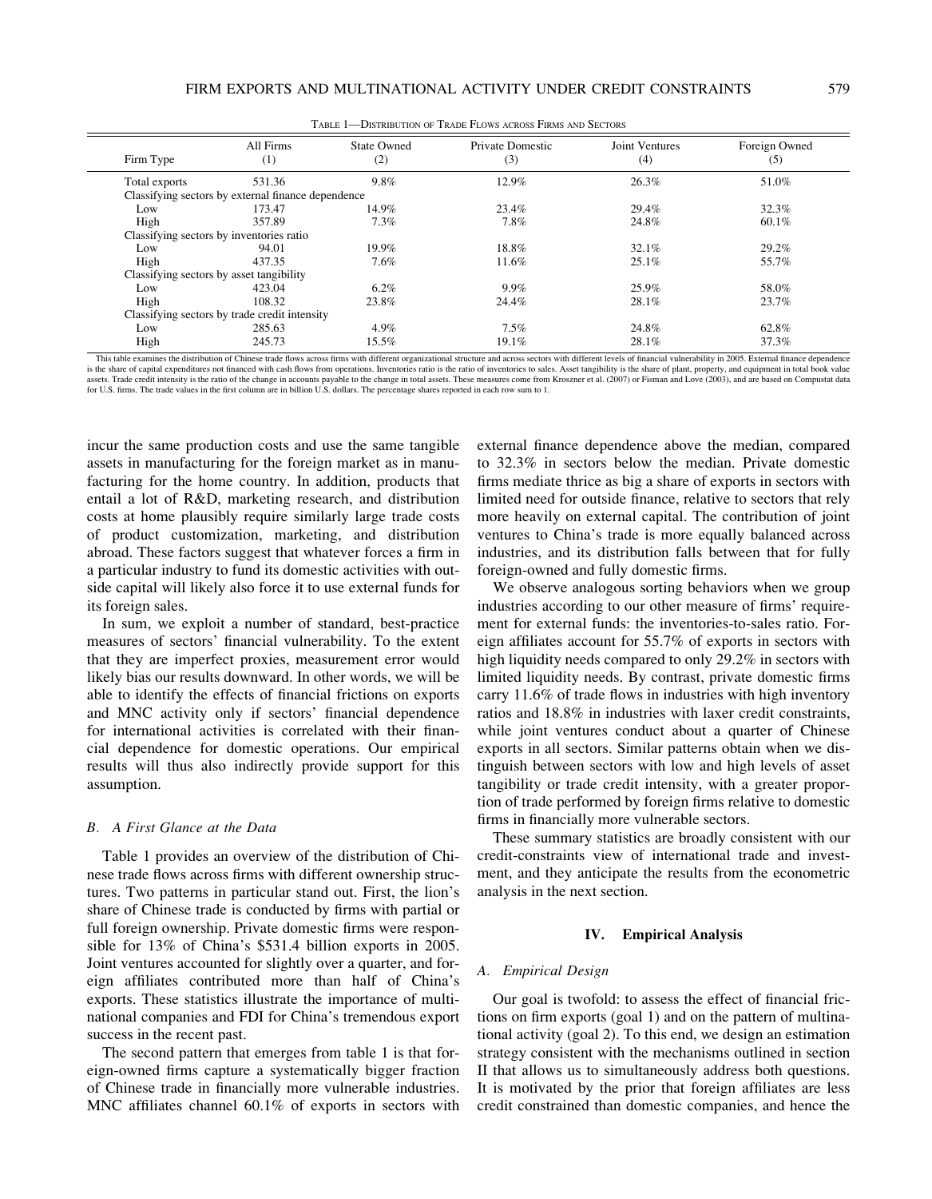TABLE 1—DISTRIBUTION OF TRADE FLOWS ACROSS FIRMS AND SECTORS

| Firm Type | All Firms (1) | State Owned (2) | Private Domestic (3) | Joint Ventures (4) | Foreign Owned (5) |
|---|---|---|---|---|---|
| Total exports | 531.36 | 9.8% | 12.9% | 26.3% | 51.0% |
| Classifying sectors by external finance dependence | | | | | |
| Low | 173.47 | 14.9% | 23.4% | 29.4% | 32.3% |
| High | 357.89 | 7.3% | 7.8% | 24.8% | 60.1% |
| Classifying sectors by inventories ratio | | | | | |
| Low | 94.01 | 19.9% | 18.8% | 32.1% | 29.2% |
| High | 437.35 | 7.6% | 11.6% | 25.1% | 55.7% |
| Classifying sectors by asset tangibility | | | | | |
| Low | 423.04 | 6.2% | 9.9% | 25.9% | 58.0% |
| High | 108.32 | 23.8% | 24.4% | 28.1% | 23.7% |
| Classifying sectors by trade credit intensity | | | | | |
| Low | 285.63 | 4.9% | 7.5% | 24.8% | 62.8% |
| High | 245.73 | 15.5% | 19.1% | 28.1% | 37.3% |

This table examines the distribution of Chinese trade flows across firms with different organizational structure and across sectors with different levels of financial vulnerability in 2005. External finance dependence is the share of capital expenditures not financed with cash flows from operations. Inventories ratio is the ratio of inventories to sales. Asset tangibility is the share of plant, property, and equipment in total book value assets. Trade credit intensity is the ratio of the change in accounts payable to the change in total assets. These measures come from Kroszner et al. (2007) or Fisman and Love (2003), and are based on Compustat data for U.S. firms. The trade values in the first column are in billion U.S. dollars. The percentage shares reported in each row sum to 1.

incur the same production costs and use the same tangible assets in manufacturing for the foreign market as in manufacturing for the home country. In addition, products that entail a lot of R&D, marketing research, and distribution costs at home plausibly require similarly large trade costs of product customization, marketing, and distribution abroad. These factors suggest that whatever forces a firm in a particular industry to fund its domestic activities with outside capital will likely also force it to use external funds for its foreign sales.

In sum, we exploit a number of standard, best-practice measures of sectors' financial vulnerability. To the extent that they are imperfect proxies, measurement error would likely bias our results downward. In other words, we will be able to identify the effects of financial frictions on exports and MNC activity only if sectors' financial dependence for international activities is correlated with their financial dependence for domestic operations. Our empirical results will thus also indirectly provide support for this assumption.

### B. A First Glance at the Data

Table 1 provides an overview of the distribution of Chinese trade flows across firms with different ownership structures. Two patterns in particular stand out. First, the lion's share of Chinese trade is conducted by firms with partial or full foreign ownership. Private domestic firms were responsible for 13% of China's $531.4 billion exports in 2005. Joint ventures accounted for slightly over a quarter, and foreign affiliates contributed more than half of China's exports. These statistics illustrate the importance of multinational companies and FDI for China's tremendous export success in the recent past.

The second pattern that emerges from table 1 is that foreign-owned firms capture a systematically bigger fraction of Chinese trade in financially more vulnerable industries. MNC affiliates channel 60.1% of exports in sectors with external finance dependence above the median, compared to 32.3% in sectors below the median. Private domestic firms mediate thrice as big a share of exports in sectors with limited need for outside finance, relative to sectors that rely more heavily on external capital. The contribution of joint ventures to China's trade is more equally balanced across industries, and its distribution falls between that for fully foreign-owned and fully domestic firms.

We observe analogous sorting behaviors when we group industries according to our other measure of firms' requirement for external funds: the inventories-to-sales ratio. Foreign affiliates account for 55.7% of exports in sectors with high liquidity needs compared to only 29.2% in sectors with limited liquidity needs. By contrast, private domestic firms carry 11.6% of trade flows in industries with high inventory ratios and 18.8% in industries with laxer credit constraints, while joint ventures conduct about a quarter of Chinese exports in all sectors. Similar patterns obtain when we distinguish between sectors with low and high levels of asset tangibility or trade credit intensity, with a greater proportion of trade performed by foreign firms relative to domestic firms in financially more vulnerable sectors.

These summary statistics are broadly consistent with our credit-constraints view of international trade and investment, and they anticipate the results from the econometric analysis in the next section.

## IV. Empirical Analysis

### A. Empirical Design

Our goal is twofold: to assess the effect of financial frictions on firm exports (goal 1) and on the pattern of multinational activity (goal 2). To this end, we design an estimation strategy consistent with the mechanisms outlined in section II that allows us to simultaneously address both questions. It is motivated by the prior that foreign affiliates are less credit constrained than domestic companies, and hence the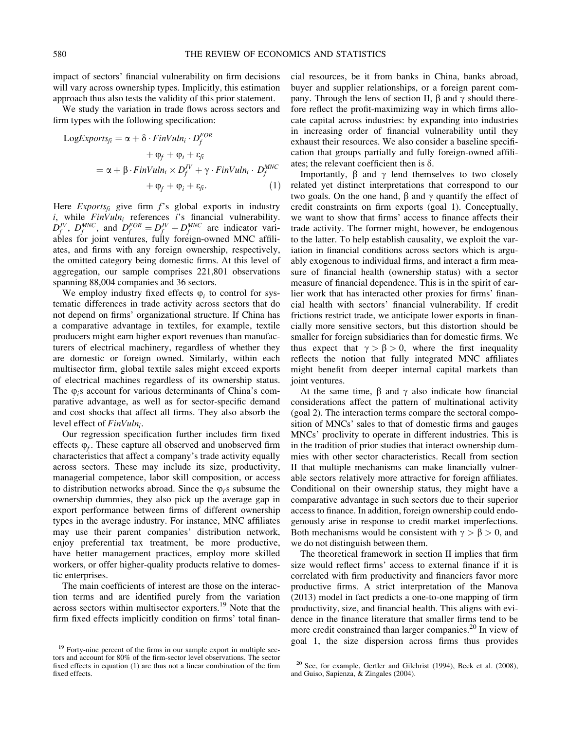impact of sectors' financial vulnerability on firm decisions will vary across ownership types. Implicitly, this estimation approach thus also tests the validity of this prior statement.

We study the variation in trade flows across sectors and firm types with the following specification:

$$
\begin{aligned}
\text{Log}Exports_{fi} &= \alpha + \delta \cdot FinVuln_i \cdot D_f^{FOR} \\
&\quad + \varphi_f + \varphi_i + \varepsilon_{fi} \\
&= \alpha + \beta \cdot FinVuln_i \times D_f^{JV} + \gamma \cdot FinVuln_i \cdot D_f^{MNC} \\
&\quad + \varphi_f + \varphi_i + \varepsilon_{fi}. \qquad (1)
\end{aligned}
$$

Here $Exports_{fi}$ give firm $f$'s global exports in industry $i$, while $FinVuln_i$ references $i$'s financial vulnerability. $D_f^{JV}$, $D_f^{MNC}$, and $D_f^{FOR} = D_f^{JV} + D_f^{MNC}$ are indicator variables for joint ventures, fully foreign-owned MNC affiliates, and firms with any foreign ownership, respectively, the omitted category being domestic firms. At this level of aggregation, our sample comprises 221,801 observations spanning 88,004 companies and 36 sectors.

We employ industry fixed effects $\varphi_i$ to control for systematic differences in trade activity across sectors that do not depend on firms' organizational structure. If China has a comparative advantage in textiles, for example, textile producers might earn higher export revenues than manufacturers of electrical machinery, regardless of whether they are domestic or foreign owned. Similarly, within each multisector firm, global textile sales might exceed exports of electrical machines regardless of its ownership status. The $\varphi_i$s account for various determinants of China's comparative advantage, as well as for sector-specific demand and cost shocks that affect all firms. They also absorb the level effect of $FinVuln_i$.

Our regression specification further includes firm fixed effects $\varphi_f$. These capture all observed and unobserved firm characteristics that affect a company's trade activity equally across sectors. These may include its size, productivity, managerial competence, labor skill composition, or access to distribution networks abroad. Since the $\varphi_f$s subsume the ownership dummies, they also pick up the average gap in export performance between firms of different ownership types in the average industry. For instance, MNC affiliates may use their parent companies' distribution network, enjoy preferential tax treatment, be more productive, have better management practices, employ more skilled workers, or offer higher-quality products relative to domestic enterprises.

The main coefficients of interest are those on the interaction terms and are identified purely from the variation across sectors within multisector exporters.[19] Note that the firm fixed effects implicitly condition on firms' total financial resources, be it from banks in China, banks abroad, buyer and supplier relationships, or a foreign parent company. Through the lens of section II, $\beta$ and $\gamma$ should therefore reflect the profit-maximizing way in which firms allocate capital across industries: by expanding into industries in increasing order of financial vulnerability until they exhaust their resources. We also consider a baseline specification that groups partially and fully foreign-owned affiliates; the relevant coefficient then is $\delta$.

Importantly, $\beta$ and $\gamma$ lend themselves to two closely related yet distinct interpretations that correspond to our two goals. On the one hand, $\beta$ and $\gamma$ quantify the effect of credit constraints on firm exports (goal 1). Conceptually, we want to show that firms' access to finance affects their trade activity. The former might, however, be endogenous to the latter. To help establish causality, we exploit the variation in financial conditions across sectors which is arguably exogenous to individual firms, and interact a firm measure of financial health (ownership status) with a sector measure of financial dependence. This is in the spirit of earlier work that has interacted other proxies for firms' financial health with sectors' financial vulnerability. If credit frictions restrict trade, we anticipate lower exports in financially more sensitive sectors, but this distortion should be smaller for foreign subsidiaries than for domestic firms. We thus expect that $\gamma > \beta > 0$, where the first inequality reflects the notion that fully integrated MNC affiliates might benefit from deeper internal capital markets than joint ventures.

At the same time, $\beta$ and $\gamma$ also indicate how financial considerations affect the pattern of multinational activity (goal 2). The interaction terms compare the sectoral composition of MNCs' sales to that of domestic firms and gauges MNCs' proclivity to operate in different industries. This is in the tradition of prior studies that interact ownership dummies with other sector characteristics. Recall from section II that multiple mechanisms can make financially vulnerable sectors relatively more attractive for foreign affiliates. Conditional on their ownership status, they might have a comparative advantage in such sectors due to their superior access to finance. In addition, foreign ownership could endogenously arise in response to credit market imperfections. Both mechanisms would be consistent with $\gamma > \beta > 0$, and we do not distinguish between them.

The theoretical framework in section II implies that firm size would reflect firms' access to external finance if it is correlated with firm productivity and financiers favor more productive firms. A strict interpretation of the Manova (2013) model in fact predicts a one-to-one mapping of firm productivity, size, and financial health. This aligns with evidence in the finance literature that smaller firms tend to be more credit constrained than larger companies.[20] In view of goal 1, the size dispersion across firms thus provides

[19] Forty-nine percent of the firms in our sample export in multiple sectors and account for 80% of the firm-sector level observations. The sector fixed effects in equation (1) are thus not a linear combination of the firm fixed effects.

[20] See, for example, Gertler and Gilchrist (1994), Beck et al. (2008), and Guiso, Sapienza, & Zingales (2004).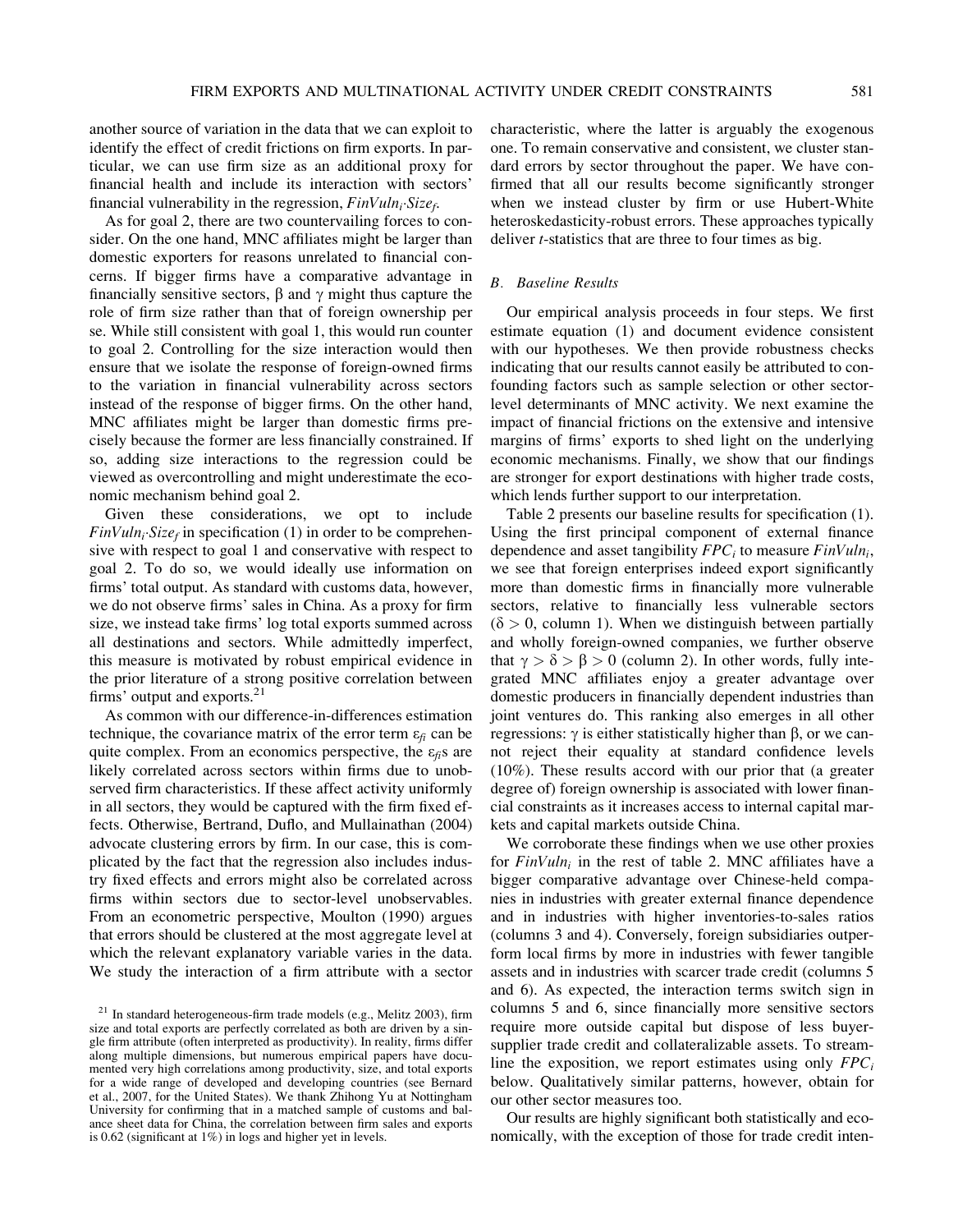another source of variation in the data that we can exploit to identify the effect of credit frictions on firm exports. In particular, we can use firm size as an additional proxy for financial health and include its interaction with sectors' financial vulnerability in the regression, $FinVuln_i \cdot Size_f$.

As for goal 2, there are two countervailing forces to consider. On the one hand, MNC affiliates might be larger than domestic exporters for reasons unrelated to financial concerns. If bigger firms have a comparative advantage in financially sensitive sectors, $\beta$ and $\gamma$ might thus capture the role of firm size rather than that of foreign ownership per se. While still consistent with goal 1, this would run counter to goal 2. Controlling for the size interaction would then ensure that we isolate the response of foreign-owned firms to the variation in financial vulnerability across sectors instead of the response of bigger firms. On the other hand, MNC affiliates might be larger than domestic firms precisely because the former are less financially constrained. If so, adding size interactions to the regression could be viewed as overcontrolling and might underestimate the economic mechanism behind goal 2.

Given these considerations, we opt to include $FinVuln_i \cdot Size_f$ in specification (1) in order to be comprehensive with respect to goal 1 and conservative with respect to goal 2. To do so, we would ideally use information on firms' total output. As standard with customs data, however, we do not observe firms' sales in China. As a proxy for firm size, we instead take firms' log total exports summed across all destinations and sectors. While admittedly imperfect, this measure is motivated by robust empirical evidence in the prior literature of a strong positive correlation between firms' output and exports.[21]

As common with our difference-in-differences estimation technique, the covariance matrix of the error term $\varepsilon_{fi}$ can be quite complex. From an economics perspective, the $\varepsilon_{fi}$s are likely correlated across sectors within firms due to unobserved firm characteristics. If these affect activity uniformly in all sectors, they would be captured with the firm fixed effects. Otherwise, Bertrand, Duflo, and Mullainathan (2004) advocate clustering errors by firm. In our case, this is complicated by the fact that the regression also includes industry fixed effects and errors might also be correlated across firms within sectors due to sector-level unobservables. From an econometric perspective, Moulton (1990) argues that errors should be clustered at the most aggregate level at which the relevant explanatory variable varies in the data. We study the interaction of a firm attribute with a sector characteristic, where the latter is arguably the exogenous one. To remain conservative and consistent, we cluster standard errors by sector throughout the paper. We have confirmed that all our results become significantly stronger when we instead cluster by firm or use Hubert-White heteroskedasticity-robust errors. These approaches typically deliver $t$-statistics that are three to four times as big.

### B. Baseline Results

Our empirical analysis proceeds in four steps. We first estimate equation (1) and document evidence consistent with our hypotheses. We then provide robustness checks indicating that our results cannot easily be attributed to confounding factors such as sample selection or other sector-level determinants of MNC activity. We next examine the impact of financial frictions on the extensive and intensive margins of firms' exports to shed light on the underlying economic mechanisms. Finally, we show that our findings are stronger for export destinations with higher trade costs, which lends further support to our interpretation.

Table 2 presents our baseline results for specification (1). Using the first principal component of external finance dependence and asset tangibility $FPC_i$ to measure $FinVuln_i$, we see that foreign enterprises indeed export significantly more than domestic firms in financially more vulnerable sectors, relative to financially less vulnerable sectors ($\delta > 0$, column 1). When we distinguish between partially and wholly foreign-owned companies, we further observe that $\gamma > \delta > \beta > 0$ (column 2). In other words, fully integrated MNC affiliates enjoy a greater advantage over domestic producers in financially dependent industries than joint ventures do. This ranking also emerges in all other regressions: $\gamma$ is either statistically higher than $\beta$, or we cannot reject their equality at standard confidence levels (10%). These results accord with our prior that (a greater degree of) foreign ownership is associated with lower financial constraints as it increases access to internal capital markets and capital markets outside China.

We corroborate these findings when we use other proxies for $FinVuln_i$ in the rest of table 2. MNC affiliates have a bigger comparative advantage over Chinese-held companies in industries with greater external finance dependence and in industries with higher inventories-to-sales ratios (columns 3 and 4). Conversely, foreign subsidiaries outperform local firms by more in industries with fewer tangible assets and in industries with scarcer trade credit (columns 5 and 6). As expected, the interaction terms switch sign in columns 5 and 6, since financially more sensitive sectors require more outside capital but dispose of less buyer-supplier trade credit and collateralizable assets. To streamline the exposition, we report estimates using only $FPC_i$ below. Qualitatively similar patterns, however, obtain for our other sector measures too.

Our results are highly significant both statistically and economically, with the exception of those for trade credit inten-

[21] In standard heterogeneous-firm trade models (e.g., Melitz 2003), firm size and total exports are perfectly correlated as both are driven by a single firm attribute (often interpreted as productivity). In reality, firms differ along multiple dimensions, but numerous empirical papers have documented very high correlations among productivity, size, and total exports for a wide range of developed and developing countries (see Bernard et al., 2007, for the United States). We thank Zhihong Yu at Nottingham University for confirming that in a matched sample of customs and balance sheet data for China, the correlation between firm sales and exports is 0.62 (significant at 1%) in logs and higher yet in levels.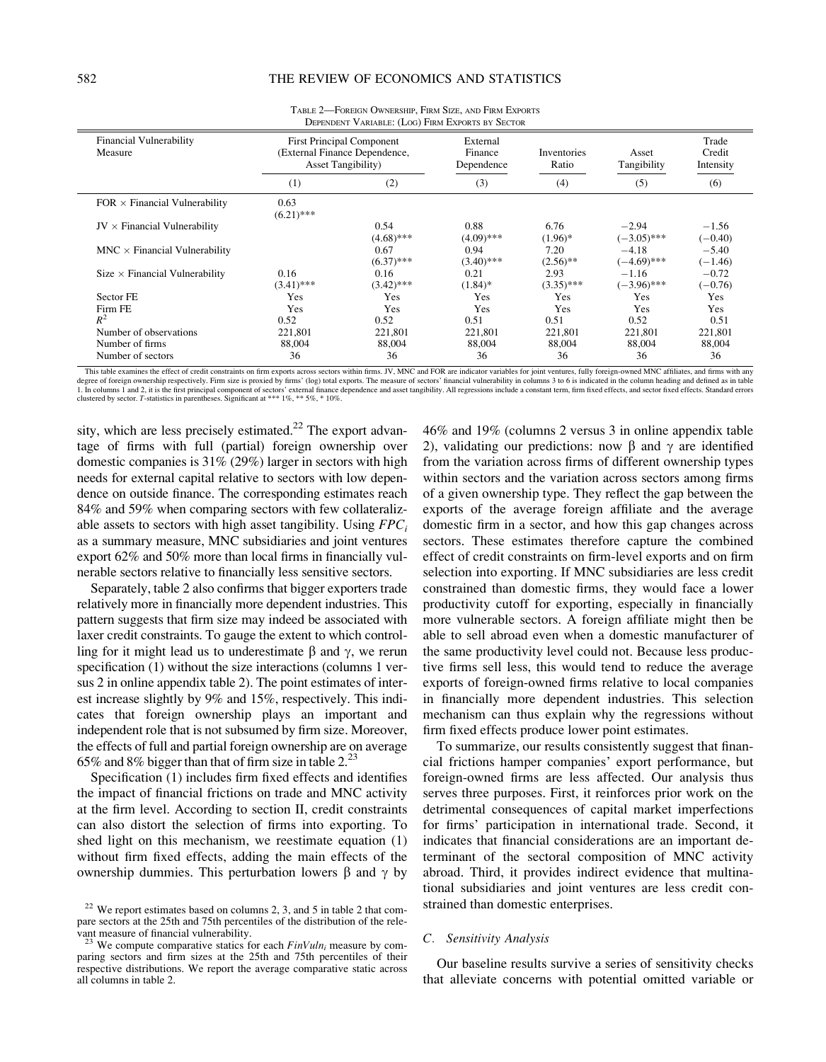Table 2—Foreign Ownership, Firm Size, and Firm Exports

Dependent Variable: (Log) Firm Exports by Sector

| Financial Vulnerability Measure | First Principal Component (External Finance Dependence, Asset Tangibility) | | External Finance Dependence | Inventories Ratio | Asset Tangibility | Trade Credit Intensity |
|---|---|---|---|---|---|---|
| | (1) | (2) | (3) | (4) | (5) | (6) |
| FOR × Financial Vulnerability | 0.63 | | | | | |
| | (6.21)*** | | | | | |
| JV × Financial Vulnerability | | 0.54 | 0.88 | 6.76 | −2.94 | −1.56 |
| | | (4.68)*** | (4.09)*** | (1.96)* | (−3.05)*** | (−0.40) |
| MNC × Financial Vulnerability | | 0.67 | 0.94 | 7.20 | −4.18 | −5.40 |
| | | (6.37)*** | (3.40)*** | (2.56)** | (−4.69)*** | (−1.46) |
| Size × Financial Vulnerability | 0.16 | 0.16 | 0.21 | 2.93 | −1.16 | −0.72 |
| | (3.41)*** | (3.42)*** | (1.84)* | (3.35)*** | (−3.96)*** | (−0.76) |
| Sector FE | Yes | Yes | Yes | Yes | Yes | Yes |
| Firm FE | Yes | Yes | Yes | Yes | Yes | Yes |
| $R^2$ | 0.52 | 0.52 | 0.51 | 0.51 | 0.52 | 0.51 |
| Number of observations | 221,801 | 221,801 | 221,801 | 221,801 | 221,801 | 221,801 |
| Number of firms | 88,004 | 88,004 | 88,004 | 88,004 | 88,004 | 88,004 |
| Number of sectors | 36 | 36 | 36 | 36 | 36 | 36 |

This table examines the effect of credit constraints on firm exports across sectors within firms. JV, MNC and FOR are indicator variables for joint ventures, fully foreign-owned MNC affiliates, and firms with any degree of foreign ownership respectively. Firm size is proxied by firms' (log) total exports. The measure of sectors' financial vulnerability in columns 3 to 6 is indicated in the column heading and defined as in table 1. In columns 1 and 2, it is the first principal component of sectors' external finance dependence and asset tangibility. All regressions include a constant term, firm fixed effects, and sector fixed effects. Standard errors clustered by sector. T-statistics in parentheses. Significant at *** 1%, ** 5%, * 10%.

sity, which are less precisely estimated.[22] The export advantage of firms with full (partial) foreign ownership over domestic companies is 31% (29%) larger in sectors with high needs for external capital relative to sectors with low dependence on outside finance. The corresponding estimates reach 84% and 59% when comparing sectors with few collateralizable assets to sectors with high asset tangibility. Using $FPC_i$ as a summary measure, MNC subsidiaries and joint ventures export 62% and 50% more than local firms in financially vulnerable sectors relative to financially less sensitive sectors.

Separately, table 2 also confirms that bigger exporters trade relatively more in financially more dependent industries. This pattern suggests that firm size may indeed be associated with laxer credit constraints. To gauge the extent to which controlling for it might lead us to underestimate β and γ, we rerun specification (1) without the size interactions (columns 1 versus 2 in online appendix table 2). The point estimates of interest increase slightly by 9% and 15%, respectively. This indicates that foreign ownership plays an important and independent role that is not subsumed by firm size. Moreover, the effects of full and partial foreign ownership are on average 65% and 8% bigger than that of firm size in table 2.[23]

Specification (1) includes firm fixed effects and identifies the impact of financial frictions on trade and MNC activity at the firm level. According to section II, credit constraints can also distort the selection of firms into exporting. To shed light on this mechanism, we reestimate equation (1) without firm fixed effects, adding the main effects of the ownership dummies. This perturbation lowers β and γ by 46% and 19% (columns 2 versus 3 in online appendix table 2), validating our predictions: now β and γ are identified from the variation across firms of different ownership types within sectors and the variation across sectors among firms of a given ownership type. They reflect the gap between the exports of the average foreign affiliate and the average domestic firm in a sector, and how this gap changes across sectors. These estimates therefore capture the combined effect of credit constraints on firm-level exports and on firm selection into exporting. If MNC subsidiaries are less credit constrained than domestic firms, they would face a lower productivity cutoff for exporting, especially in financially more vulnerable sectors. A foreign affiliate might then be able to sell abroad even when a domestic manufacturer of the same productivity level could not. Because less productive firms sell less, this would tend to reduce the average exports of foreign-owned firms relative to local companies in financially more dependent industries. This selection mechanism can thus explain why the regressions without firm fixed effects produce lower point estimates.

To summarize, our results consistently suggest that financial frictions hamper companies' export performance, but foreign-owned firms are less affected. Our analysis thus serves three purposes. First, it reinforces prior work on the detrimental consequences of capital market imperfections for firms' participation in international trade. Second, it indicates that financial considerations are an important determinant of the sectoral composition of MNC activity abroad. Third, it provides indirect evidence that multinational subsidiaries and joint ventures are less credit constrained than domestic enterprises.

### C. Sensitivity Analysis

Our baseline results survive a series of sensitivity checks that alleviate concerns with potential omitted variable or

[22] We report estimates based on columns 2, 3, and 5 in table 2 that compare sectors at the 25th and 75th percentiles of the distribution of the relevant measure of financial vulnerability.

[23] We compute comparative statics for each $FinVuln_i$ measure by comparing sectors and firm sizes at the 25th and 75th percentiles of their respective distributions. We report the average comparative static across all columns in table 2.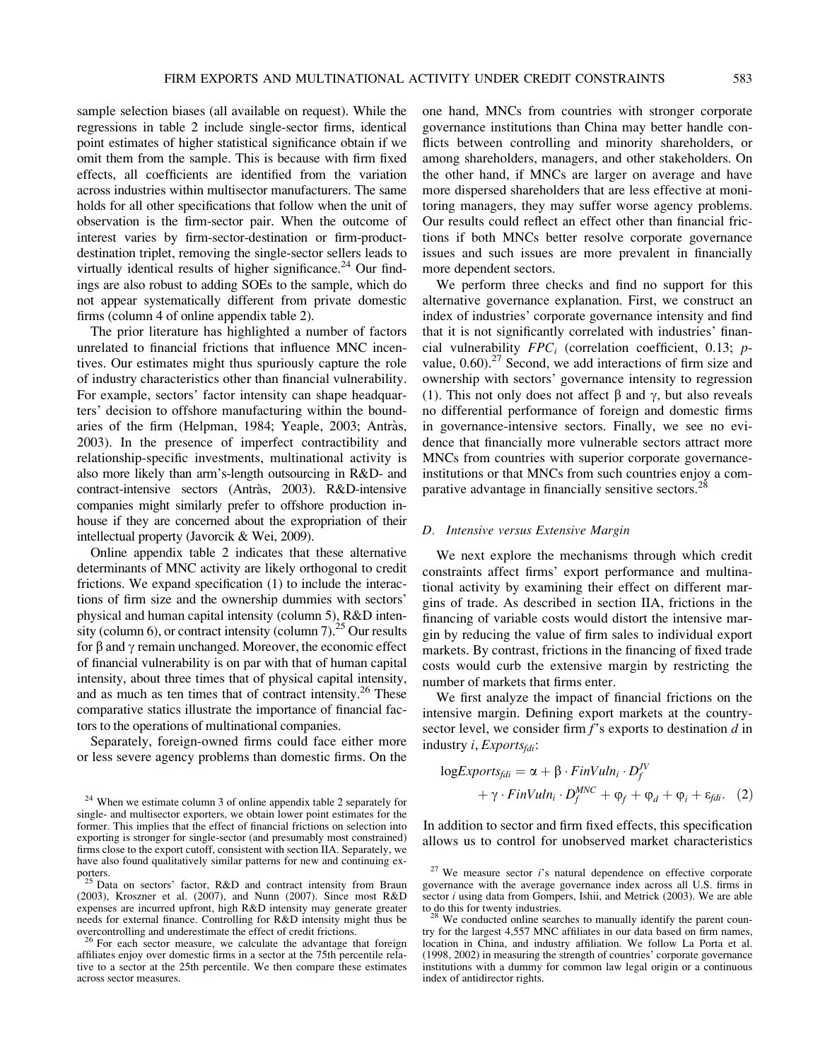sample selection biases (all available on request). While the regressions in table 2 include single-sector firms, identical point estimates of higher statistical significance obtain if we omit them from the sample. This is because with firm fixed effects, all coefficients are identified from the variation across industries within multisector manufacturers. The same holds for all other specifications that follow when the unit of observation is the firm-sector pair. When the outcome of interest varies by firm-sector-destination or firm-product-destination triplet, removing the single-sector sellers leads to virtually identical results of higher significance.[24] Our findings are also robust to adding SOEs to the sample, which do not appear systematically different from private domestic firms (column 4 of online appendix table 2).

The prior literature has highlighted a number of factors unrelated to financial frictions that influence MNC incentives. Our estimates might thus spuriously capture the role of industry characteristics other than financial vulnerability. For example, sectors' factor intensity can shape headquarters' decision to offshore manufacturing within the boundaries of the firm (Helpman, 1984; Yeaple, 2003; Antràs, 2003). In the presence of imperfect contractibility and relationship-specific investments, multinational activity is also more likely than arm's-length outsourcing in R&D- and contract-intensive sectors (Antràs, 2003). R&D-intensive companies might similarly prefer to offshore production in-house if they are concerned about the expropriation of their intellectual property (Javorcik & Wei, 2009).

Online appendix table 2 indicates that these alternative determinants of MNC activity are likely orthogonal to credit frictions. We expand specification (1) to include the interactions of firm size and the ownership dummies with sectors' physical and human capital intensity (column 5), R&D intensity (column 6), or contract intensity (column 7).[25] Our results for $\beta$ and $\gamma$ remain unchanged. Moreover, the economic effect of financial vulnerability is on par with that of human capital intensity, about three times that of physical capital intensity, and as much as ten times that of contract intensity.[26] These comparative statics illustrate the importance of financial factors to the operations of multinational companies.

Separately, foreign-owned firms could face either more or less severe agency problems than domestic firms. On the one hand, MNCs from countries with stronger corporate governance institutions than China may better handle conflicts between controlling and minority shareholders, or among shareholders, managers, and other stakeholders. On the other hand, if MNCs are larger on average and have more dispersed shareholders that are less effective at monitoring managers, they may suffer worse agency problems. Our results could reflect an effect other than financial frictions if both MNCs better resolve corporate governance issues and such issues are more prevalent in financially more dependent sectors.

We perform three checks and find no support for this alternative governance explanation. First, we construct an index of industries' corporate governance intensity and find that it is not significantly correlated with industries' financial vulnerability $FPC_i$ (correlation coefficient, 0.13; $p$-value, 0.60).[27] Second, we add interactions of firm size and ownership with sectors' governance intensity to regression (1). This not only does not affect $\beta$ and $\gamma$, but also reveals no differential performance of foreign and domestic firms in governance-intensive sectors. Finally, we see no evidence that financially more vulnerable sectors attract more MNCs from countries with superior corporate governance-institutions or that MNCs from such countries enjoy a comparative advantage in financially sensitive sectors.[28]

### D. Intensive versus Extensive Margin

We next explore the mechanisms through which credit constraints affect firms' export performance and multinational activity by examining their effect on different margins of trade. As described in section IIA, frictions in the financing of variable costs would distort the intensive margin by reducing the value of firm sales to individual export markets. By contrast, frictions in the financing of fixed trade costs would curb the extensive margin by restricting the number of markets that firms enter.

We first analyze the impact of financial frictions on the intensive margin. Defining export markets at the country-sector level, we consider firm $f$'s exports to destination $d$ in industry $i$, $Exports_{fdi}$:

$$\log Exports_{fdi} = \alpha + \beta \cdot FinVuln_i \cdot D_f^{JV} + \gamma \cdot FinVuln_i \cdot D_f^{MNC} + \varphi_f + \varphi_d + \varphi_i + \varepsilon_{fdi}. \quad (2)$$

In addition to sector and firm fixed effects, this specification allows us to control for unobserved market characteristics

[24] When we estimate column 3 of online appendix table 2 separately for single- and multisector exporters, we obtain lower point estimates for the former. This implies that the effect of financial frictions on selection into exporting is stronger for single-sector (and presumably most constrained) firms close to the export cutoff, consistent with section IIA. Separately, we have also found qualitatively similar patterns for new and continuing exporters.

[25] Data on sectors' factor, R&D and contract intensity from Braun (2003), Kroszner et al. (2007), and Nunn (2007). Since most R&D expenses are incurred upfront, high R&D intensity may generate greater needs for external finance. Controlling for R&D intensity might thus be overcontrolling and underestimate the effect of credit frictions.

[26] For each sector measure, we calculate the advantage that foreign affiliates enjoy over domestic firms in a sector at the 75th percentile relative to a sector at the 25th percentile. We then compare these estimates across sector measures.

[27] We measure sector $i$'s natural dependence on effective corporate governance with the average governance index across all U.S. firms in sector $i$ using data from Gompers, Ishii, and Metrick (2003). We are able to do this for twenty industries.

[28] We conducted online searches to manually identify the parent country for the largest 4,557 MNC affiliates in our data based on firm names, location in China, and industry affiliation. We follow La Porta et al. (1998, 2002) in measuring the strength of countries' corporate governance institutions with a dummy for common law legal origin or a continuous index of antidirector rights.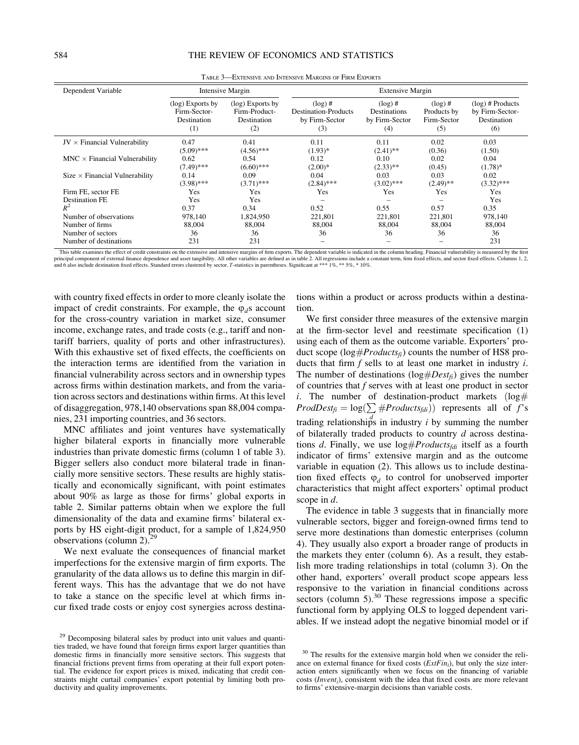Table 3—Extensive and Intensive Margins of Firm Exports

| Dependent Variable | Intensive Margin | | Extensive Margin | | | |
|---|---|---|---|---|---|---|
| | (log) Exports by Firm-Sector-Destination (1) | (log) Exports by Firm-Product-Destination (2) | (log) # Destination-Products by Firm-Sector (3) | (log) # Destinations by Firm-Sector (4) | (log) # Products by Firm-Sector (5) | (log) # Products by Firm-Sector-Destination (6) |
| JV × Financial Vulnerability | 0.47 | 0.41 | 0.11 | 0.11 | 0.02 | 0.03 |
| | (5.09)*** | (4.56)*** | (1.93)* | (2.41)** | (0.36) | (1.50) |
| MNC × Financial Vulnerability | 0.62 | 0.54 | 0.12 | 0.10 | 0.02 | 0.04 |
| | (7.49)*** | (6.60)*** | (2.00)* | (2.33)** | (0.45) | (1.78)* |
| Size × Financial Vulnerability | 0.14 | 0.09 | 0.04 | 0.03 | 0.03 | 0.02 |
| | (3.98)*** | (3.71)*** | (2.84)*** | (3.02)*** | (2.49)** | (3.32)*** |
| Firm FE, sector FE | Yes | Yes | Yes | Yes | Yes | Yes |
| Destination FE | Yes | Yes | – | – | – | Yes |
| $R^2$ | 0.37 | 0.34 | 0.52 | 0.55 | 0.57 | 0.35 |
| Number of observations | 978,140 | 1,824,950 | 221,801 | 221,801 | 221,801 | 978,140 |
| Number of firms | 88,004 | 88,004 | 88,004 | 88,004 | 88,004 | 88,004 |
| Number of sectors | 36 | 36 | 36 | 36 | 36 | 36 |
| Number of destinations | 231 | 231 | – | – | – | 231 |

This table examines the effect of credit constraints on the extensive and intensive margins of firm exports. The dependent variable is indicated in the column heading. Financial vulnerability is measured by the first principal component of external finance dependence and asset tangibility. All other variables are defined as in table 2. All regressions include a constant term, firm fixed effects, and sector fixed effects. Columns 1, 2, and 6 also include destination fixed effects. Standard errors clustered by sector. T-statistics in parentheses. Significant at *** 1%, ** 5%, * 10%.

with country fixed effects in order to more cleanly isolate the impact of credit constraints. For example, the $\varphi_d$s account for the cross-country variation in market size, consumer income, exchange rates, and trade costs (e.g., tariff and nontariff barriers, quality of ports and other infrastructures). With this exhaustive set of fixed effects, the coefficients on the interaction terms are identified from the variation in financial vulnerability across sectors and in ownership types across firms within destination markets, and from the variation across sectors and destinations within firms. At this level of disaggregation, 978,140 observations span 88,004 companies, 231 importing countries, and 36 sectors.

MNC affiliates and joint ventures have systematically higher bilateral exports in financially more vulnerable industries than private domestic firms (column 1 of table 3). Bigger sellers also conduct more bilateral trade in financially more sensitive sectors. These results are highly statistically and economically significant, with point estimates about 90% as large as those for firms' global exports in table 2. Similar patterns obtain when we explore the full dimensionality of the data and examine firms' bilateral exports by HS eight-digit product, for a sample of 1,824,950 observations (column 2).[29]

We next evaluate the consequences of financial market imperfections for the extensive margin of firm exports. The granularity of the data allows us to define this margin in different ways. This has the advantage that we do not have to take a stance on the specific level at which firms incur fixed trade costs or enjoy cost synergies across destinations within a product or across products within a destination.

We first consider three measures of the extensive margin at the firm-sector level and reestimate specification (1) using each of them as the outcome variable. Exporters' product scope ($\log \#Products_{fi}$) counts the number of HS8 products that firm $f$ sells to at least one market in industry $i$. The number of destinations ($\log \#Dest_{fi}$) gives the number of countries that $f$ serves with at least one product in sector $i$. The number of destination-product markets ($\log \# ProdDest_{fi} = \log(\sum_d \#Products_{fdi})$) represents all of $f$'s trading relationships in industry $i$ by summing the number of bilaterally traded products to country $d$ across destinations $d$. Finally, we use $\log \#Products_{fdi}$ itself as a fourth indicator of firms' extensive margin and as the outcome variable in equation (2). This allows us to include destination fixed effects $\varphi_d$ to control for unobserved importer characteristics that might affect exporters' optimal product scope in $d$.

The evidence in table 3 suggests that in financially more vulnerable sectors, bigger and foreign-owned firms tend to serve more destinations than domestic enterprises (column 4). They usually also export a broader range of products in the markets they enter (column 6). As a result, they establish more trading relationships in total (column 3). On the other hand, exporters' overall product scope appears less responsive to the variation in financial conditions across sectors (column 5).[30] These regressions impose a specific functional form by applying OLS to logged dependent variables. If we instead adopt the negative binomial model or if

[29] Decomposing bilateral sales by product into unit values and quantities traded, we have found that foreign firms export larger quantities than domestic firms in financially more sensitive sectors. This suggests that financial frictions prevent firms from operating at their full export potential. The evidence for export prices is mixed, indicating that credit constraints might curtail companies' export potential by limiting both productivity and quality improvements.

[30] The results for the extensive margin hold when we consider the reliance on external finance for fixed costs ($ExtFin_i$), but only the size interaction enters significantly when we focus on the financing of variable costs ($Invent_i$), consistent with the idea that fixed costs are more relevant to firms' extensive-margin decisions than variable costs.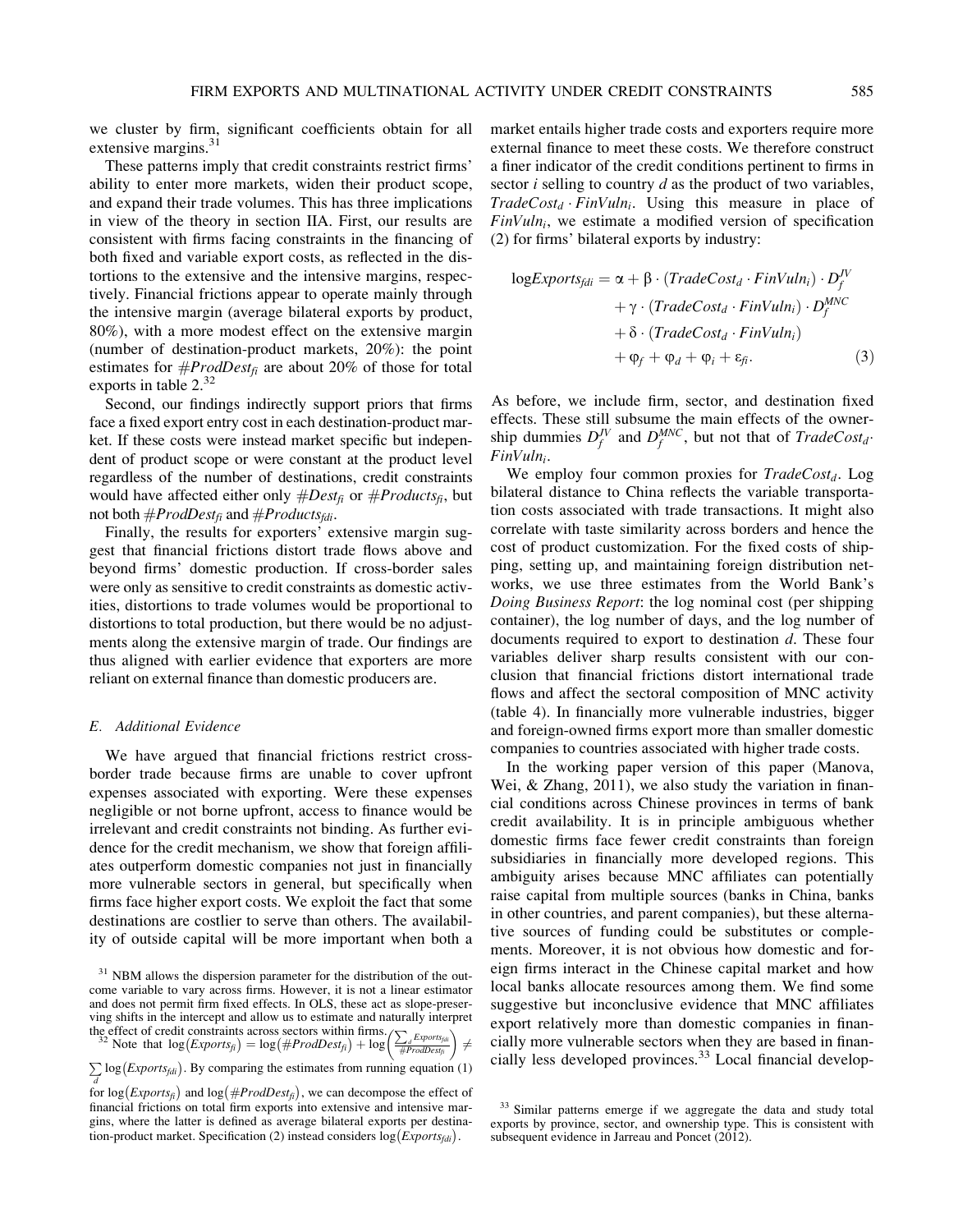we cluster by firm, significant coefficients obtain for all extensive margins.[31]

These patterns imply that credit constraints restrict firms' ability to enter more markets, widen their product scope, and expand their trade volumes. This has three implications in view of the theory in section IIA. First, our results are consistent with firms facing constraints in the financing of both fixed and variable export costs, as reflected in the distortions to the extensive and the intensive margins, respectively. Financial frictions appear to operate mainly through the intensive margin (average bilateral exports by product, 80%), with a more modest effect on the extensive margin (number of destination-product markets, 20%): the point estimates for $\#ProdDest_{fi}$ are about 20% of those for total exports in table 2.[32]

Second, our findings indirectly support priors that firms face a fixed export entry cost in each destination-product market. If these costs were instead market specific but independent of product scope or were constant at the product level regardless of the number of destinations, credit constraints would have affected either only $\#Dest_{fi}$ or $\#Products_{fi}$, but not both $\#ProdDest_{fi}$ and $\#Products_{fdi}$.

Finally, the results for exporters' extensive margin suggest that financial frictions distort trade flows above and beyond firms' domestic production. If cross-border sales were only as sensitive to credit constraints as domestic activities, distortions to trade volumes would be proportional to distortions to total production, but there would be no adjustments along the extensive margin of trade. Our findings are thus aligned with earlier evidence that exporters are more reliant on external finance than domestic producers are.

### E. Additional Evidence

We have argued that financial frictions restrict cross-border trade because firms are unable to cover upfront expenses associated with exporting. Were these expenses negligible or not borne upfront, access to finance would be irrelevant and credit constraints not binding. As further evidence for the credit mechanism, we show that foreign affiliates outperform domestic companies not just in financially more vulnerable sectors in general, but specifically when firms face higher export costs. We exploit the fact that some destinations are costlier to serve than others. The availability of outside capital will be more important when both a market entails higher trade costs and exporters require more external finance to meet these costs. We therefore construct a finer indicator of the credit conditions pertinent to firms in sector $i$ selling to country $d$ as the product of two variables, $TradeCost_d \cdot FinVuln_i$. Using this measure in place of $FinVuln_i$, we estimate a modified version of specification (2) for firms' bilateral exports by industry:

$$
\begin{aligned}
\log Exports_{fdi} = \alpha &+ \beta \cdot (TradeCost_d \cdot FinVuln_i) \cdot D_f^{JV} \\
&+ \gamma \cdot (TradeCost_d \cdot FinVuln_i) \cdot D_f^{MNC} \\
&+ \delta \cdot (TradeCost_d \cdot FinVuln_i) \\
&+ \varphi_f + \varphi_d + \varphi_i + \varepsilon_{fi}.
\end{aligned} \quad (3)
$$

As before, we include firm, sector, and destination fixed effects. These still subsume the main effects of the ownership dummies $D_f^{JV}$ and $D_f^{MNC}$, but not that of $TradeCost_d \cdot FinVuln_i$.

We employ four common proxies for $TradeCost_d$. Log bilateral distance to China reflects the variable transportation costs associated with trade transactions. It might also correlate with taste similarity across borders and hence the cost of product customization. For the fixed costs of shipping, setting up, and maintaining foreign distribution networks, we use three estimates from the World Bank's *Doing Business Report*: the log nominal cost (per shipping container), the log number of days, and the log number of documents required to export to destination $d$. These four variables deliver sharp results consistent with our conclusion that financial frictions distort international trade flows and affect the sectoral composition of MNC activity (table 4). In financially more vulnerable industries, bigger and foreign-owned firms export more than smaller domestic companies to countries associated with higher trade costs.

In the working paper version of this paper (Manova, Wei, & Zhang, 2011), we also study the variation in financial conditions across Chinese provinces in terms of bank credit availability. It is in principle ambiguous whether domestic firms face fewer credit constraints than foreign subsidiaries in financially more developed regions. This ambiguity arises because MNC affiliates can potentially raise capital from multiple sources (banks in China, banks in other countries, and parent companies), but these alternative sources of funding could be substitutes or complements. Moreover, it is not obvious how domestic and foreign firms interact in the Chinese capital market and how local banks allocate resources among them. We find some suggestive but inconclusive evidence that MNC affiliates export relatively more than domestic companies in financially more vulnerable sectors when they are based in financially less developed provinces.[33] Local financial develop-

---

[31] NBM allows the dispersion parameter for the distribution of the outcome variable to vary across firms. However, it is not a linear estimator and does not permit firm fixed effects. In OLS, these act as slope-preserving shifts in the intercept and allow us to estimate and naturally interpret the effect of credit constraints across sectors within firms.

[32] Note that $\log(Exports_{fi}) = \log(\#ProdDest_{fi}) + \log\left(\frac{\sum_d Exports_{fdi}}{\#ProdDest_{fi}}\right) \neq \sum_d \log(Exports_{fdi})$. By comparing the estimates from running equation (1) for $\log(Exports_{fi})$ and $\log(\#ProdDest_{fi})$, we can decompose the effect of financial frictions on total firm exports into extensive and intensive margins, where the latter is defined as average bilateral exports per destination-product market. Specification (2) instead considers $\log(Exports_{fdi})$.

[33] Similar patterns emerge if we aggregate the data and study total exports by province, sector, and ownership type. This is consistent with subsequent evidence in Jarreau and Poncet (2012).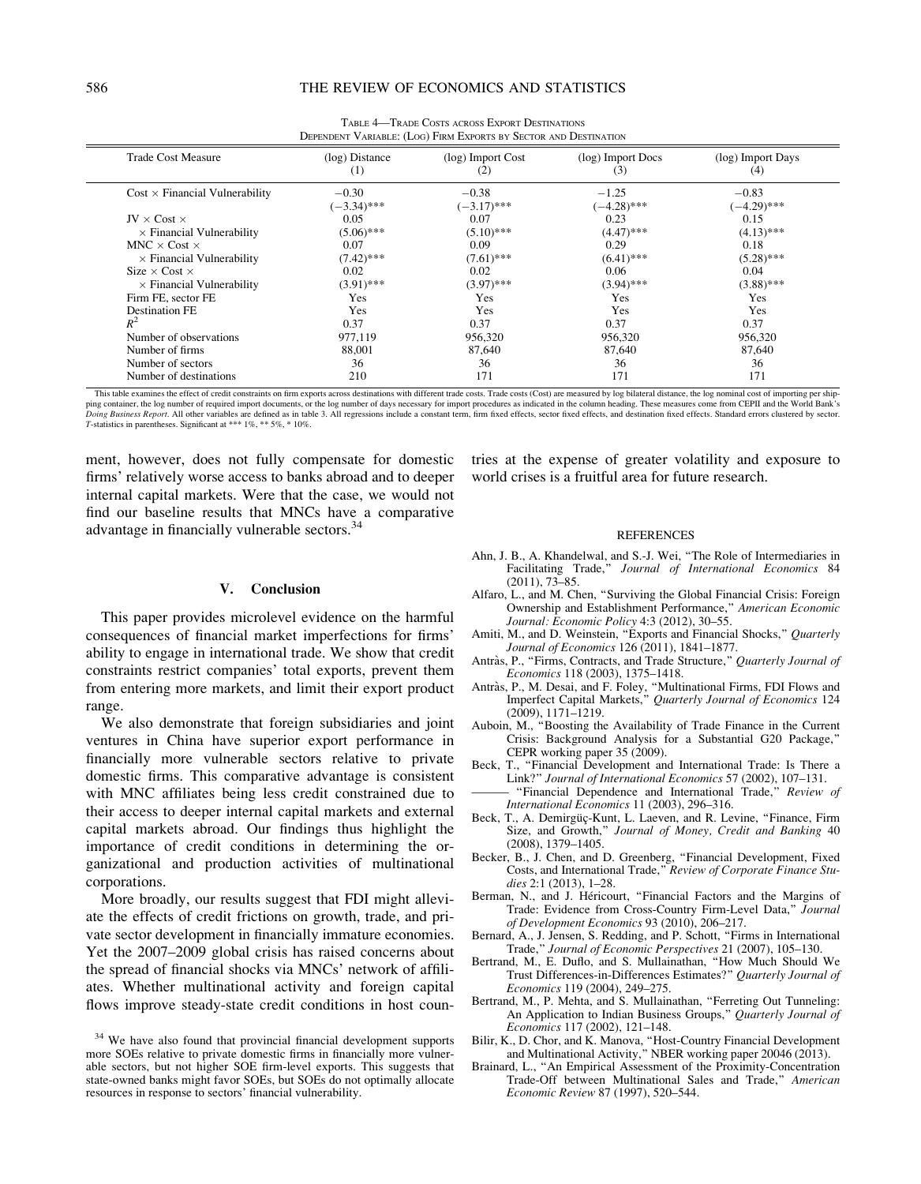TABLE 4—TRADE COSTS ACROSS EXPORT DESTINATIONS
DEPENDENT VARIABLE: (LOG) FIRM EXPORTS BY SECTOR AND DESTINATION

| Trade Cost Measure | (log) Distance (1) | (log) Import Cost (2) | (log) Import Docs (3) | (log) Import Days (4) |
|---|---|---|---|---|
| Cost × Financial Vulnerability | −0.30 | −0.38 | −1.25 | −0.83 |
| | (−3.34)*** | (−3.17)*** | (−4.28)*** | (−4.29)*** |
| JV × Cost × | 0.05 | 0.07 | 0.23 | 0.15 |
| × Financial Vulnerability | (5.06)*** | (5.10)*** | (4.47)*** | (4.13)*** |
| MNC × Cost × | 0.07 | 0.09 | 0.29 | 0.18 |
| × Financial Vulnerability | (7.42)*** | (7.61)*** | (6.41)*** | (5.28)*** |
| Size × Cost × | 0.02 | 0.02 | 0.06 | 0.04 |
| × Financial Vulnerability | (3.91)*** | (3.97)*** | (3.94)*** | (3.88)*** |
| Firm FE, sector FE | Yes | Yes | Yes | Yes |
| Destination FE | Yes | Yes | Yes | Yes |
| $R^2$ | 0.37 | 0.37 | 0.37 | 0.37 |
| Number of observations | 977,119 | 956,320 | 956,320 | 956,320 |
| Number of firms | 88,001 | 87,640 | 87,640 | 87,640 |
| Number of sectors | 36 | 36 | 36 | 36 |
| Number of destinations | 210 | 171 | 171 | 171 |

This table examines the effect of credit constraints on firm exports across destinations with different trade costs. Trade costs (Cost) are measured by log bilateral distance, the log nominal cost of importing per shipping container, the log number of required import documents, or the log number of days necessary for import procedures as indicated in the column heading. These measures come from CEPII and the World Bank's *Doing Business Report*. All other variables are defined as in table 3. All regressions include a constant term, firm fixed effects, sector fixed effects, and destination fixed effects. Standard errors clustered by sector. *T*-statistics in parentheses. Significant at *** 1%, ** 5%, * 10%.

ment, however, does not fully compensate for domestic firms' relatively worse access to banks abroad and to deeper internal capital markets. Were that the case, we would not find our baseline results that MNCs have a comparative advantage in financially vulnerable sectors.[34]

## V. Conclusion

This paper provides microlevel evidence on the harmful consequences of financial market imperfections for firms' ability to engage in international trade. We show that credit constraints restrict companies' total exports, prevent them from entering more markets, and limit their export product range.

We also demonstrate that foreign subsidiaries and joint ventures in China have superior export performance in financially more vulnerable sectors relative to private domestic firms. This comparative advantage is consistent with MNC affiliates being less credit constrained due to their access to deeper internal capital markets and external capital markets abroad. Our findings thus highlight the importance of credit conditions in determining the organizational and production activities of multinational corporations.

More broadly, our results suggest that FDI might alleviate the effects of credit frictions on growth, trade, and private sector development in financially immature economies. Yet the 2007–2009 global crisis has raised concerns about the spread of financial shocks via MNCs' network of affiliates. Whether multinational activity and foreign capital flows improve steady-state credit conditions in host countries at the expense of greater volatility and exposure to world crises is a fruitful area for future research.

[34] We have also found that provincial financial development supports more SOEs relative to private domestic firms in financially more vulnerable sectors, but not higher SOE firm-level exports. This suggests that state-owned banks might favor SOEs, but SOEs do not optimally allocate resources in response to sectors' financial vulnerability.

## REFERENCES

Ahn, J. B., A. Khandelwal, and S.-J. Wei, "The Role of Intermediaries in Facilitating Trade," *Journal of International Economics* 84 (2011), 73–85.

Alfaro, L., and M. Chen, "Surviving the Global Financial Crisis: Foreign Ownership and Establishment Performance," *American Economic Journal: Economic Policy* 4:3 (2012), 30–55.

Amiti, M., and D. Weinstein, "Exports and Financial Shocks," *Quarterly Journal of Economics* 126 (2011), 1841–1877.

Antràs, P., "Firms, Contracts, and Trade Structure," *Quarterly Journal of Economics* 118 (2003), 1375–1418.

Antràs, P., M. Desai, and F. Foley, "Multinational Firms, FDI Flows and Imperfect Capital Markets," *Quarterly Journal of Economics* 124 (2009), 1171–1219.

Auboin, M., "Boosting the Availability of Trade Finance in the Current Crisis: Background Analysis for a Substantial G20 Package," CEPR working paper 35 (2009).

Beck, T., "Financial Development and International Trade: Is There a Link?" *Journal of International Economics* 57 (2002), 107–131.

——— "Financial Dependence and International Trade," *Review of International Economics* 11 (2003), 296–316.

Beck, T., A. Demirgüç-Kunt, L. Laeven, and R. Levine, "Finance, Firm Size, and Growth," *Journal of Money, Credit and Banking* 40 (2008), 1379–1405.

Becker, B., J. Chen, and D. Greenberg, "Financial Development, Fixed Costs, and International Trade," *Review of Corporate Finance Studies* 2:1 (2013), 1–28.

Berman, N., and J. Héricourt, "Financial Factors and the Margins of Trade: Evidence from Cross-Country Firm-Level Data," *Journal of Development Economics* 93 (2010), 206–217.

Bernard, A., J. Jensen, S. Redding, and P. Schott, "Firms in International Trade," *Journal of Economic Perspectives* 21 (2007), 105–130.

Bertrand, M., E. Duflo, and S. Mullainathan, "How Much Should We Trust Differences-in-Differences Estimates?" *Quarterly Journal of Economics* 119 (2004), 249–275.

Bertrand, M., P. Mehta, and S. Mullainathan, "Ferreting Out Tunneling: An Application to Indian Business Groups," *Quarterly Journal of Economics* 117 (2002), 121–148.

Bilir, K., D. Chor, and K. Manova, "Host-Country Financial Development and Multinational Activity," NBER working paper 20046 (2013).

Brainard, L., "An Empirical Assessment of the Proximity-Concentration Trade-Off between Multinational Sales and Trade," *American Economic Review* 87 (1997), 520–544.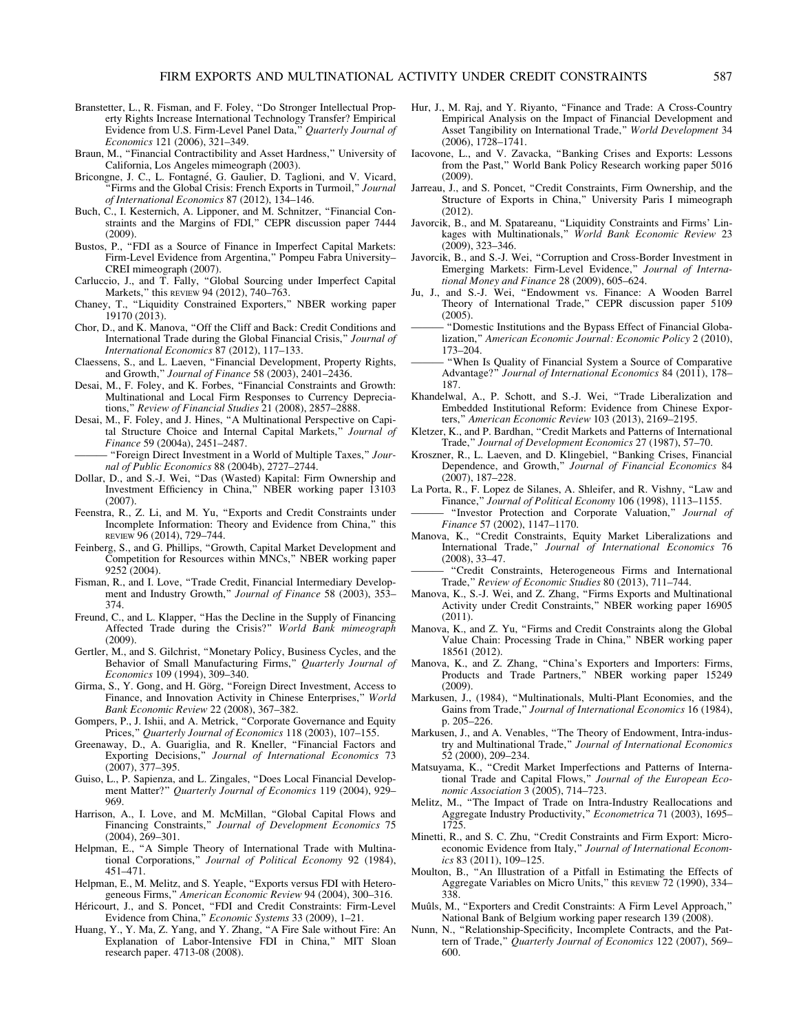Branstetter, L., R. Fisman, and F. Foley, "Do Stronger Intellectual Property Rights Increase International Technology Transfer? Empirical Evidence from U.S. Firm-Level Panel Data," *Quarterly Journal of Economics* 121 (2006), 321–349.

Braun, M., "Financial Contractibility and Asset Hardness," University of California, Los Angeles mimeograph (2003).

Bricongne, J. C., L. Fontagné, G. Gaulier, D. Taglioni, and V. Vicard, "Firms and the Global Crisis: French Exports in Turmoil," *Journal of International Economics* 87 (2012), 134–146.

Buch, C., I. Kesternich, A. Lipponer, and M. Schnitzer, "Financial Constraints and the Margins of FDI," CEPR discussion paper 7444 (2009).

Bustos, P., "FDI as a Source of Finance in Imperfect Capital Markets: Firm-Level Evidence from Argentina," Pompeu Fabra University–CREI mimeograph (2007).

Carluccio, J., and T. Fally, "Global Sourcing under Imperfect Capital Markets," this REVIEW 94 (2012), 740–763.

Chaney, T., "Liquidity Constrained Exporters," NBER working paper 19170 (2013).

Chor, D., and K. Manova, "Off the Cliff and Back: Credit Conditions and International Trade during the Global Financial Crisis," *Journal of International Economics* 87 (2012), 117–133.

Claessens, S., and L. Laeven, "Financial Development, Property Rights, and Growth," *Journal of Finance* 58 (2003), 2401–2436.

Desai, M., F. Foley, and K. Forbes, "Financial Constraints and Growth: Multinational and Local Firm Responses to Currency Depreciations," *Review of Financial Studies* 21 (2008), 2857–2888.

Desai, M., F. Foley, and J. Hines, "A Multinational Perspective on Capital Structure Choice and Internal Capital Markets," *Journal of Finance* 59 (2004a), 2451–2487.

——— "Foreign Direct Investment in a World of Multiple Taxes," *Journal of Public Economics* 88 (2004b), 2727–2744.

Dollar, D., and S.-J. Wei, "Das (Wasted) Kapital: Firm Ownership and Investment Efficiency in China," NBER working paper 13103 (2007).

Feenstra, R., Z. Li, and M. Yu, "Exports and Credit Constraints under Incomplete Information: Theory and Evidence from China," this REVIEW 96 (2014), 729–744.

Feinberg, S., and G. Phillips, "Growth, Capital Market Development and Competition for Resources within MNCs," NBER working paper 9252 (2004).

Fisman, R., and I. Love, "Trade Credit, Financial Intermediary Development and Industry Growth," *Journal of Finance* 58 (2003), 353–374.

Freund, C., and L. Klapper, "Has the Decline in the Supply of Financing Affected Trade during the Crisis?" *World Bank mimeograph* (2009).

Gertler, M., and S. Gilchrist, "Monetary Policy, Business Cycles, and the Behavior of Small Manufacturing Firms," *Quarterly Journal of Economics* 109 (1994), 309–340.

Girma, S., Y. Gong, and H. Görg, "Foreign Direct Investment, Access to Finance, and Innovation Activity in Chinese Enterprises," *World Bank Economic Review* 22 (2008), 367–382.

Gompers, P., J. Ishii, and A. Metrick, "Corporate Governance and Equity Prices," *Quarterly Journal of Economics* 118 (2003), 107–155.

Greenaway, D., A. Guariglia, and R. Kneller, "Financial Factors and Exporting Decisions," *Journal of International Economics* 73 (2007), 377–395.

Guiso, L., P. Sapienza, and L. Zingales, "Does Local Financial Development Matter?" *Quarterly Journal of Economics* 119 (2004), 929–969.

Harrison, A., I. Love, and M. McMillan, "Global Capital Flows and Financing Constraints," *Journal of Development Economics* 75 (2004), 269–301.

Helpman, E., "A Simple Theory of International Trade with Multinational Corporations," *Journal of Political Economy* 92 (1984), 451–471.

Helpman, E., M. Melitz, and S. Yeaple, "Exports versus FDI with Heterogeneous Firms," *American Economic Review* 94 (2004), 300–316.

Héricourt, J., and S. Poncet, "FDI and Credit Constraints: Firm-Level Evidence from China," *Economic Systems* 33 (2009), 1–21.

Huang, Y., Y. Ma, Z. Yang, and Y. Zhang, "A Fire Sale without Fire: An Explanation of Labor-Intensive FDI in China," MIT Sloan research paper. 4713-08 (2008).

Hur, J., M. Raj, and Y. Riyanto, "Finance and Trade: A Cross-Country Empirical Analysis on the Impact of Financial Development and Asset Tangibility on International Trade," *World Development* 34 (2006), 1728–1741.

Iacovone, L., and V. Zavacka, "Banking Crises and Exports: Lessons from the Past," World Bank Policy Research working paper 5016 (2009).

Jarreau, J., and S. Poncet, "Credit Constraints, Firm Ownership, and the Structure of Exports in China," University Paris I mimeograph (2012).

Javorcik, B., and M. Spatareanu, "Liquidity Constraints and Firms' Linkages with Multinationals," *World Bank Economic Review* 23 (2009), 323–346.

Javorcik, B., and S.-J. Wei, "Corruption and Cross-Border Investment in Emerging Markets: Firm-Level Evidence," *Journal of International Money and Finance* 28 (2009), 605–624.

Ju, J., and S.-J. Wei, "Endowment vs. Finance: A Wooden Barrel Theory of International Trade," CEPR discussion paper 5109 (2005).

——— "Domestic Institutions and the Bypass Effect of Financial Globalization," *American Economic Journal: Economic Policy* 2 (2010), 173–204.

——— "When Is Quality of Financial System a Source of Comparative Advantage?" *Journal of International Economics* 84 (2011), 178–187.

Khandelwal, A., P. Schott, and S.-J. Wei, "Trade Liberalization and Embedded Institutional Reform: Evidence from Chinese Exporters," *American Economic Review* 103 (2013), 2169–2195.

Kletzer, K., and P. Bardhan, "Credit Markets and Patterns of International Trade," *Journal of Development Economics* 27 (1987), 57–70.

Kroszner, R., L. Laeven, and D. Klingebiel, "Banking Crises, Financial Dependence, and Growth," *Journal of Financial Economics* 84 (2007), 187–228.

La Porta, R., F. Lopez de Silanes, A. Shleifer, and R. Vishny, "Law and Finance," *Journal of Political Economy* 106 (1998), 1113–1155.

——— "Investor Protection and Corporate Valuation," *Journal of Finance* 57 (2002), 1147–1170.

Manova, K., "Credit Constraints, Equity Market Liberalizations and International Trade," *Journal of International Economics* 76 (2008), 33–47.

——— "Credit Constraints, Heterogeneous Firms and International Trade," *Review of Economic Studies* 80 (2013), 711–744.

Manova, K., S.-J. Wei, and Z. Zhang, "Firms Exports and Multinational Activity under Credit Constraints," NBER working paper 16905 (2011).

Manova, K., and Z. Yu, "Firms and Credit Constraints along the Global Value Chain: Processing Trade in China," NBER working paper 18561 (2012).

Manova, K., and Z. Zhang, "China's Exporters and Importers: Firms, Products and Trade Partners," NBER working paper 15249 (2009).

Markusen, J., (1984), "Multinationals, Multi-Plant Economies, and the Gains from Trade," *Journal of International Economics* 16 (1984), p. 205–226.

Markusen, J., and A. Venables, "The Theory of Endowment, Intra-industry and Multinational Trade," *Journal of International Economics* 52 (2000), 209–234.

Matsuyama, K., "Credit Market Imperfections and Patterns of International Trade and Capital Flows," *Journal of the European Economic Association* 3 (2005), 714–723.

Melitz, M., "The Impact of Trade on Intra-Industry Reallocations and Aggregate Industry Productivity," *Econometrica* 71 (2003), 1695–1725.

Minetti, R., and S. C. Zhu, "Credit Constraints and Firm Export: Microeconomic Evidence from Italy," *Journal of International Economics* 83 (2011), 109–125.

Moulton, B., "An Illustration of a Pitfall in Estimating the Effects of Aggregate Variables on Micro Units," this REVIEW 72 (1990), 334–338.

Muûls, M., "Exporters and Credit Constraints: A Firm Level Approach," National Bank of Belgium working paper research 139 (2008).

Nunn, N., "Relationship-Specificity, Incomplete Contracts, and the Pattern of Trade," *Quarterly Journal of Economics* 122 (2007), 569–600.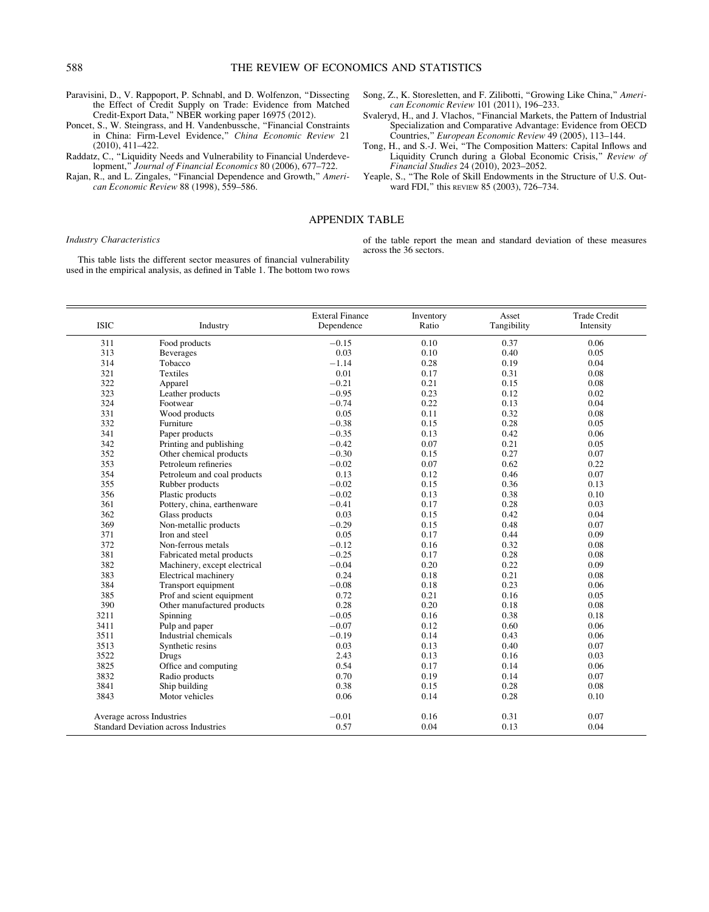Paravisini, D., V. Rappoport, P. Schnabl, and D. Wolfenzon, "Dissecting the Effect of Credit Supply on Trade: Evidence from Matched Credit-Export Data," NBER working paper 16975 (2012).

Poncet, S., W. Steingrass, and H. Vandenbussche, "Financial Constraints in China: Firm-Level Evidence," *China Economic Review* 21 (2010), 411–422.

Raddatz, C., "Liquidity Needs and Vulnerability to Financial Underdevelopment," *Journal of Financial Economics* 80 (2006), 677–722.

Rajan, R., and L. Zingales, "Financial Dependence and Growth," *American Economic Review* 88 (1998), 559–586.

Song, Z., K. Storesletten, and F. Zilibotti, "Growing Like China," *American Economic Review* 101 (2011), 196–233.

Svaleryd, H., and J. Vlachos, "Financial Markets, the Pattern of Industrial Specialization and Comparative Advantage: Evidence from OECD Countries," *European Economic Review* 49 (2005), 113–144.

Tong, H., and S.-J. Wei, "The Composition Matters: Capital Inflows and Liquidity Crunch during a Global Economic Crisis," *Review of Financial Studies* 24 (2010), 2023–2052.

Yeaple, S., "The Role of Skill Endowments in the Structure of U.S. Outward FDI," this REVIEW 85 (2003), 726–734.

## APPENDIX TABLE

*Industry Characteristics*

This table lists the different sector measures of financial vulnerability used in the empirical analysis, as defined in Table 1. The bottom two rows of the table report the mean and standard deviation of these measures across the 36 sectors.

| ISIC | Industry | Exteral Finance Dependence | Inventory Ratio | Asset Tangibility | Trade Credit Intensity |
|---|---|---|---|---|---|
| 311 | Food products | −0.15 | 0.10 | 0.37 | 0.06 |
| 313 | Beverages | 0.03 | 0.10 | 0.40 | 0.05 |
| 314 | Tobacco | −1.14 | 0.28 | 0.19 | 0.04 |
| 321 | Textiles | 0.01 | 0.17 | 0.31 | 0.08 |
| 322 | Apparel | −0.21 | 0.21 | 0.15 | 0.08 |
| 323 | Leather products | −0.95 | 0.23 | 0.12 | 0.02 |
| 324 | Footwear | −0.74 | 0.22 | 0.13 | 0.04 |
| 331 | Wood products | 0.05 | 0.11 | 0.32 | 0.08 |
| 332 | Furniture | −0.38 | 0.15 | 0.28 | 0.05 |
| 341 | Paper products | −0.35 | 0.13 | 0.42 | 0.06 |
| 342 | Printing and publishing | −0.42 | 0.07 | 0.21 | 0.05 |
| 352 | Other chemical products | −0.30 | 0.15 | 0.27 | 0.07 |
| 353 | Petroleum refineries | −0.02 | 0.07 | 0.62 | 0.22 |
| 354 | Petroleum and coal products | 0.13 | 0.12 | 0.46 | 0.07 |
| 355 | Rubber products | −0.02 | 0.15 | 0.36 | 0.13 |
| 356 | Plastic products | −0.02 | 0.13 | 0.38 | 0.10 |
| 361 | Pottery, china, earthenware | −0.41 | 0.17 | 0.28 | 0.03 |
| 362 | Glass products | 0.03 | 0.15 | 0.42 | 0.04 |
| 369 | Non-metallic products | −0.29 | 0.15 | 0.48 | 0.07 |
| 371 | Iron and steel | 0.05 | 0.17 | 0.44 | 0.09 |
| 372 | Non-ferrous metals | −0.12 | 0.16 | 0.32 | 0.08 |
| 381 | Fabricated metal products | −0.25 | 0.17 | 0.28 | 0.08 |
| 382 | Machinery, except electrical | −0.04 | 0.20 | 0.22 | 0.09 |
| 383 | Electrical machinery | 0.24 | 0.18 | 0.21 | 0.08 |
| 384 | Transport equipment | −0.08 | 0.18 | 0.23 | 0.06 |
| 385 | Prof and scient equipment | 0.72 | 0.21 | 0.16 | 0.05 |
| 390 | Other manufactured products | 0.28 | 0.20 | 0.18 | 0.08 |
| 3211 | Spinning | −0.05 | 0.16 | 0.38 | 0.18 |
| 3411 | Pulp and paper | −0.07 | 0.12 | 0.60 | 0.06 |
| 3511 | Industrial chemicals | −0.19 | 0.14 | 0.43 | 0.06 |
| 3513 | Synthetic resins | 0.03 | 0.13 | 0.40 | 0.07 |
| 3522 | Drugs | 2.43 | 0.13 | 0.16 | 0.03 |
| 3825 | Office and computing | 0.54 | 0.17 | 0.14 | 0.06 |
| 3832 | Radio products | 0.70 | 0.19 | 0.14 | 0.07 |
| 3841 | Ship building | 0.38 | 0.15 | 0.28 | 0.08 |
| 3843 | Motor vehicles | 0.06 | 0.14 | 0.28 | 0.10 |
| Average across Industries | | −0.01 | 0.16 | 0.31 | 0.07 |
| Standard Deviation across Industries | | 0.57 | 0.04 | 0.13 | 0.04 |